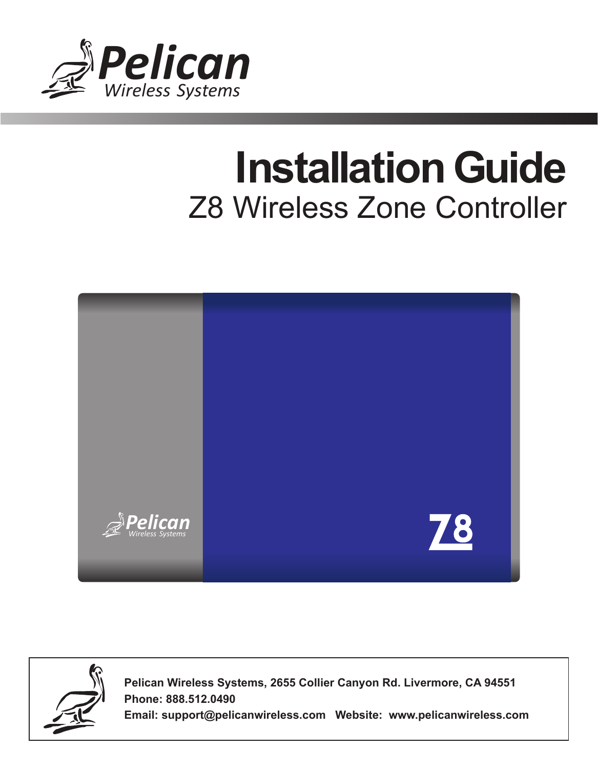Pelican
Wireless Systems

# Installation Guide

## Z8 Wireless Zone Controller

Pelican
Wireless Systems

Z8

**Pelican Wireless Systems, 2655 Collier Canyon Rd. Livermore, CA 94551**
**Phone: 888.512.0490**
**Email: support@pelicanwireless.com   Website:  www.pelicanwireless.com**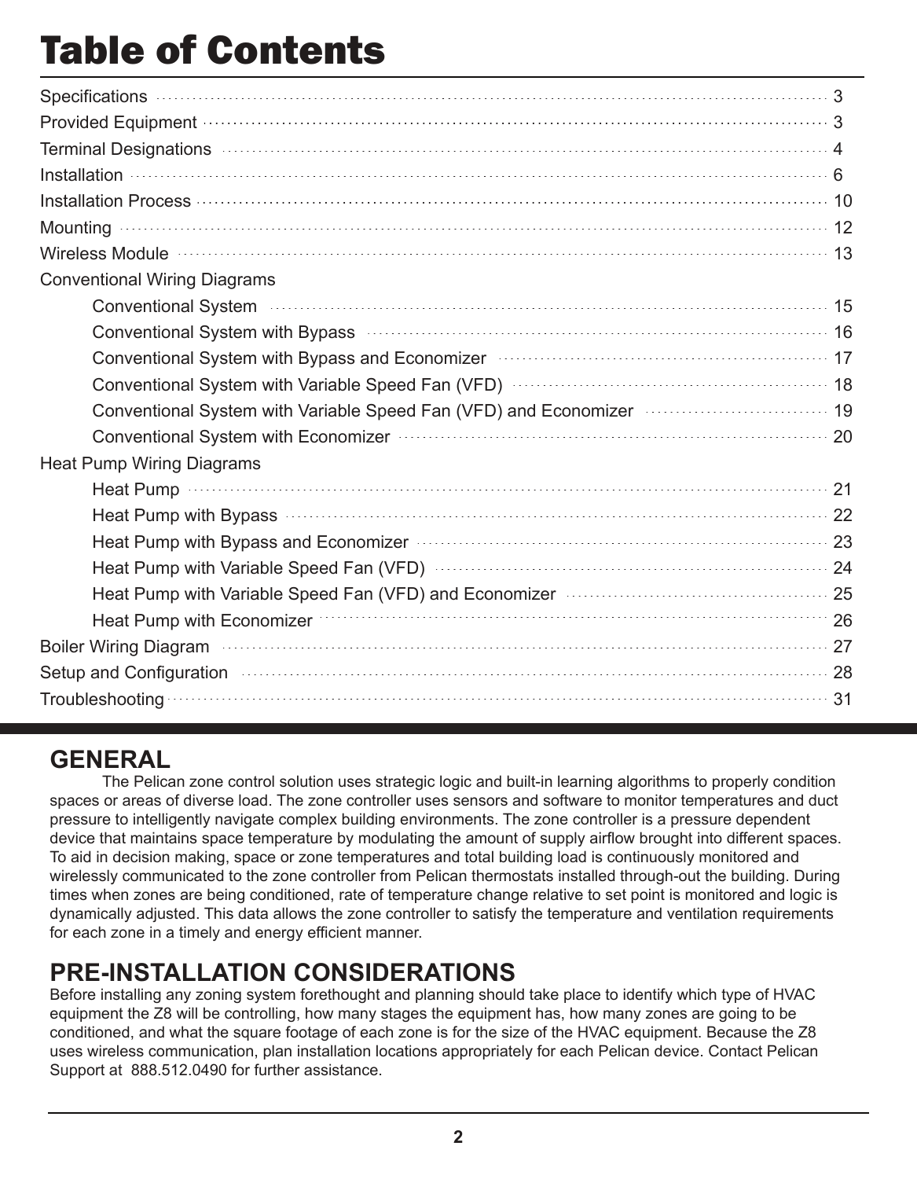# Table of Contents

- Specifications ........ 3
- Provided Equipment ........ 3
- Terminal Designations ........ 4
- Installation ........ 6
- Installation Process ........ 10
- Mounting ........ 12
- Wireless Module ........ 13
- Conventional Wiring Diagrams
  - Conventional System ........ 15
  - Conventional System with Bypass ........ 16
  - Conventional System with Bypass and Economizer ........ 17
  - Conventional System with Variable Speed Fan (VFD) ........ 18
  - Conventional System with Variable Speed Fan (VFD) and Economizer ........ 19
  - Conventional System with Economizer ........ 20
- Heat Pump Wiring Diagrams
  - Heat Pump ........ 21
  - Heat Pump with Bypass ........ 22
  - Heat Pump with Bypass and Economizer ........ 23
  - Heat Pump with Variable Speed Fan (VFD) ........ 24
  - Heat Pump with Variable Speed Fan (VFD) and Economizer ........ 25
  - Heat Pump with Economizer ........ 26
- Boiler Wiring Diagram ........ 27
- Setup and Configuration ........ 28
- Troubleshooting ........ 31

## GENERAL

The Pelican zone control solution uses strategic logic and built-in learning algorithms to properly condition spaces or areas of diverse load. The zone controller uses sensors and software to monitor temperatures and duct pressure to intelligently navigate complex building environments. The zone controller is a pressure dependent device that maintains space temperature by modulating the amount of supply airflow brought into different spaces. To aid in decision making, space or zone temperatures and total building load is continuously monitored and wirelessly communicated to the zone controller from Pelican thermostats installed through-out the building. During times when zones are being conditioned, rate of temperature change relative to set point is monitored and logic is dynamically adjusted. This data allows the zone controller to satisfy the temperature and ventilation requirements for each zone in a timely and energy efficient manner.

## PRE-INSTALLATION CONSIDERATIONS

Before installing any zoning system forethought and planning should take place to identify which type of HVAC equipment the Z8 will be controlling, how many stages the equipment has, how many zones are going to be conditioned, and what the square footage of each zone is for the size of the HVAC equipment. Because the Z8 uses wireless communication, plan installation locations appropriately for each Pelican device. Contact Pelican Support at 888.512.0490 for further assistance.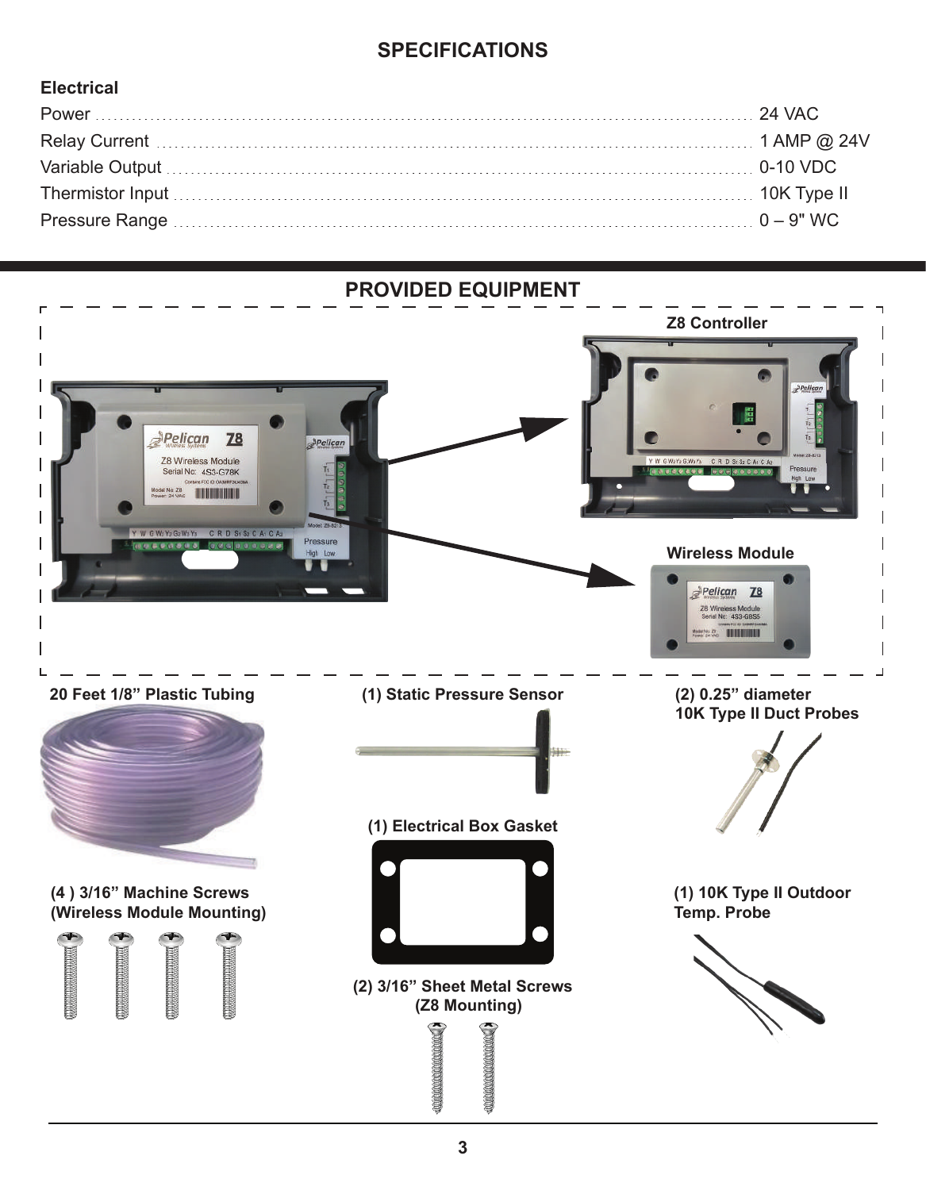## SPECIFICATIONS

### Electrical

| | |
|---|---|
| Power | 24 VAC |
| Relay Current | 1 AMP @ 24V |
| Variable Output | 0-10 VDC |
| Thermistor Input | 10K Type II |
| Pressure Range | 0 – 9" WC |

## PROVIDED EQUIPMENT

**Z8 Controller**

**Wireless Module**

**20 Feet 1/8" Plastic Tubing**

**(1) Static Pressure Sensor**

**(2) 0.25" diameter 10K Type II Duct Probes**

**(1) Electrical Box Gasket**

**(4 ) 3/16" Machine Screws (Wireless Module Mounting)**

**(1) 10K Type II Outdoor Temp. Probe**

**(2) 3/16" Sheet Metal Screws (Z8 Mounting)**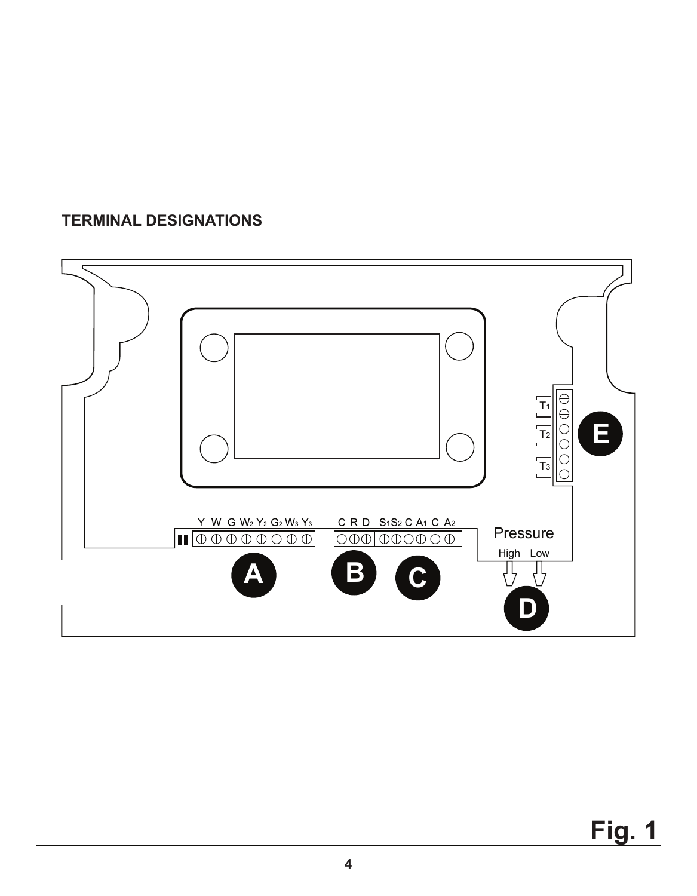## TERMINAL DESIGNATIONS

Y W G $W_2$ $Y_2$ $G_2$ $W_3$ $Y_3$

C R D

$S_1$ $S_2$ C $A_1$ C $A_2$

Pressure

High Low

$T_1$

$T_2$

$T_3$

A B C D E

Fig. 1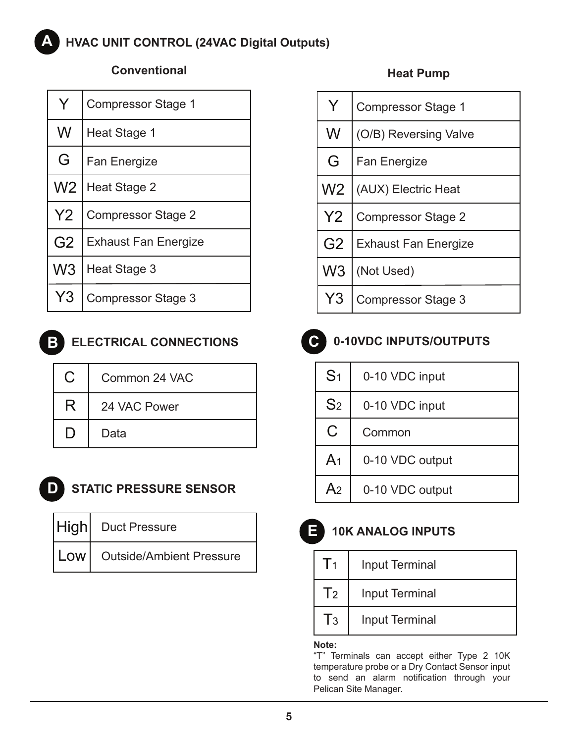## A HVAC UNIT CONTROL (24VAC Digital Outputs)

### Conventional

| | |
|---|---|
| Y | Compressor Stage 1 |
| W | Heat Stage 1 |
| G | Fan Energize |
| W2 | Heat Stage 2 |
| Y2 | Compressor Stage 2 |
| G2 | Exhaust Fan Energize |
| W3 | Heat Stage 3 |
| Y3 | Compressor Stage 3 |

### Heat Pump

| | |
|---|---|
| Y | Compressor Stage 1 |
| W | (O/B) Reversing Valve |
| G | Fan Energize |
| W2 | (AUX) Electric Heat |
| Y2 | Compressor Stage 2 |
| G2 | Exhaust Fan Energize |
| W3 | (Not Used) |
| Y3 | Compressor Stage 3 |

## B ELECTRICAL CONNECTIONS

| | |
|---|---|
| C | Common 24 VAC |
| R | 24 VAC Power |
| D | Data |

## C 0-10VDC INPUTS/OUTPUTS

| | |
|---|---|
| $S_1$ | 0-10 VDC input |
| $S_2$ | 0-10 VDC input |
| C | Common |
| $A_1$ | 0-10 VDC output |
| $A_2$ | 0-10 VDC output |

## D STATIC PRESSURE SENSOR

| | |
|---|---|
| High | Duct Pressure |
| Low | Outside/Ambient Pressure |

## E 10K ANALOG INPUTS

| | |
|---|---|
| $T_1$ | Input Terminal |
| $T_2$ | Input Terminal |
| $T_3$ | Input Terminal |

**Note:**
"T" Terminals can accept either Type 2 10K temperature probe or a Dry Contact Sensor input to send an alarm notification through your Pelican Site Manager.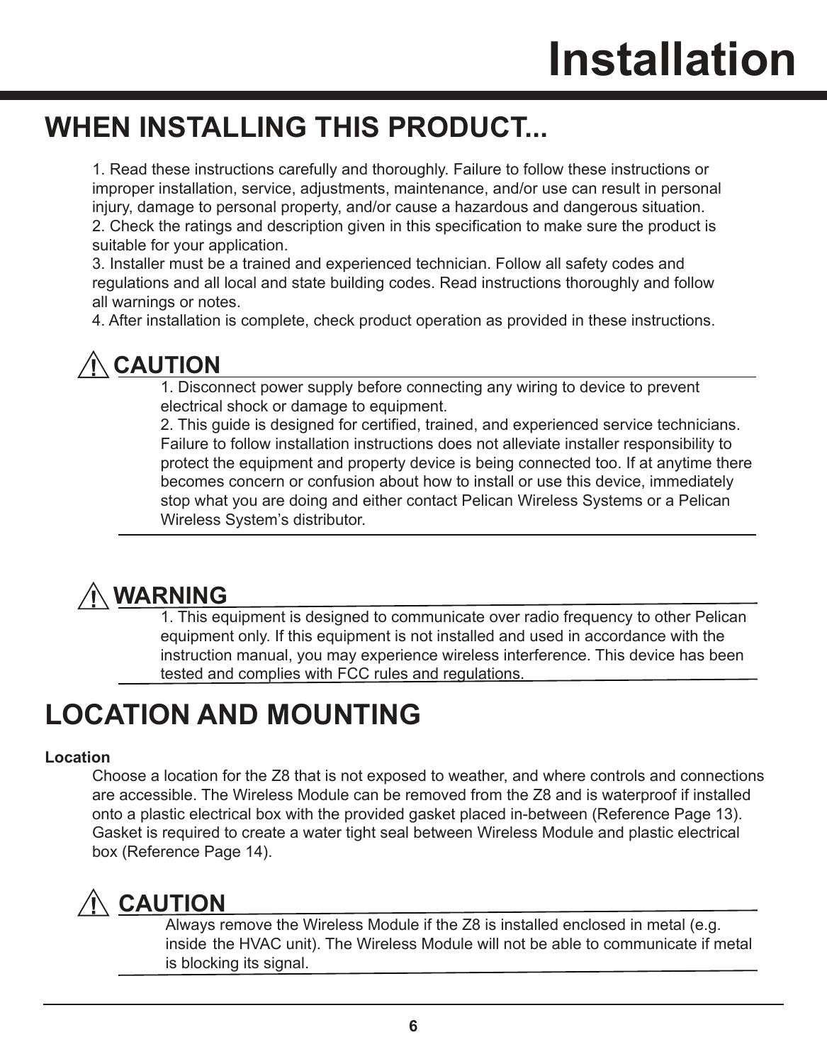# Installation

## WHEN INSTALLING THIS PRODUCT...

1. Read these instructions carefully and thoroughly. Failure to follow these instructions or improper installation, service, adjustments, maintenance, and/or use can result in personal injury, damage to personal property, and/or cause a hazardous and dangerous situation.
2. Check the ratings and description given in this specification to make sure the product is suitable for your application.
3. Installer must be a trained and experienced technician. Follow all safety codes and regulations and all local and state building codes. Read instructions thoroughly and follow all warnings or notes.
4. After installation is complete, check product operation as provided in these instructions.

**⚠ CAUTION**

1. Disconnect power supply before connecting any wiring to device to prevent electrical shock or damage to equipment.
2. This guide is designed for certified, trained, and experienced service technicians. Failure to follow installation instructions does not alleviate installer responsibility to protect the equipment and property device is being connected too. If at anytime there becomes concern or confusion about how to install or use this device, immediately stop what you are doing and either contact Pelican Wireless Systems or a Pelican Wireless System's distributor.

**⚠ WARNING**

1. This equipment is designed to communicate over radio frequency to other Pelican equipment only. If this equipment is not installed and used in accordance with the instruction manual, you may experience wireless interference. This device has been tested and complies with FCC rules and regulations.

## LOCATION AND MOUNTING

**Location**

Choose a location for the Z8 that is not exposed to weather, and where controls and connections are accessible. The Wireless Module can be removed from the Z8 and is waterproof if installed onto a plastic electrical box with the provided gasket placed in-between (Reference Page 13). Gasket is required to create a water tight seal between Wireless Module and plastic electrical box (Reference Page 14).

**⚠ CAUTION**

Always remove the Wireless Module if the Z8 is installed enclosed in metal (e.g. inside the HVAC unit). The Wireless Module will not be able to communicate if metal is blocking its signal.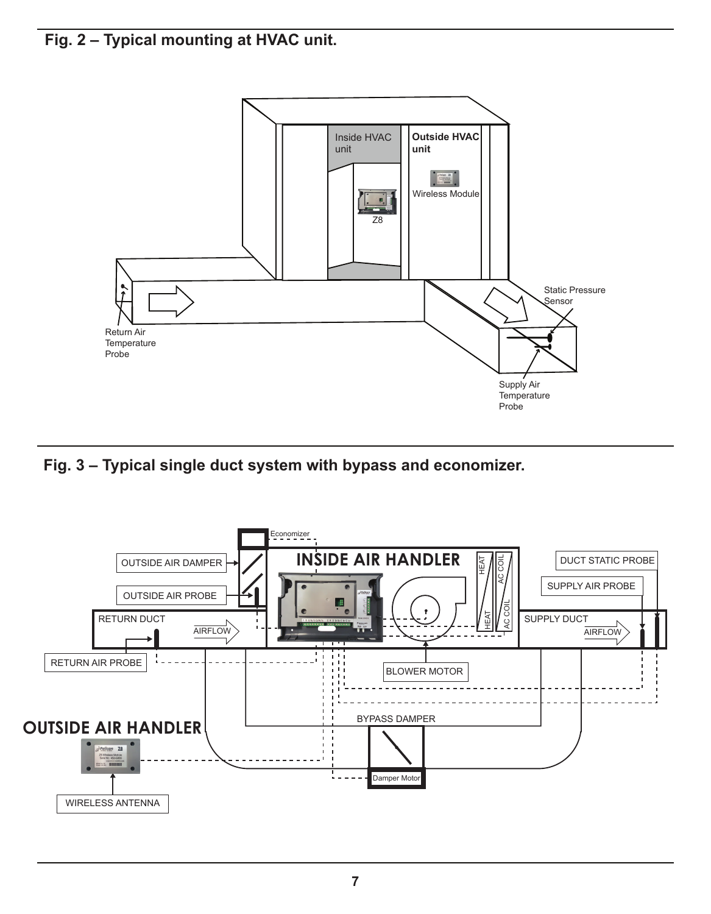**Fig. 2 – Typical mounting at HVAC unit.**

**Fig. 3 – Typical single duct system with bypass and economizer.**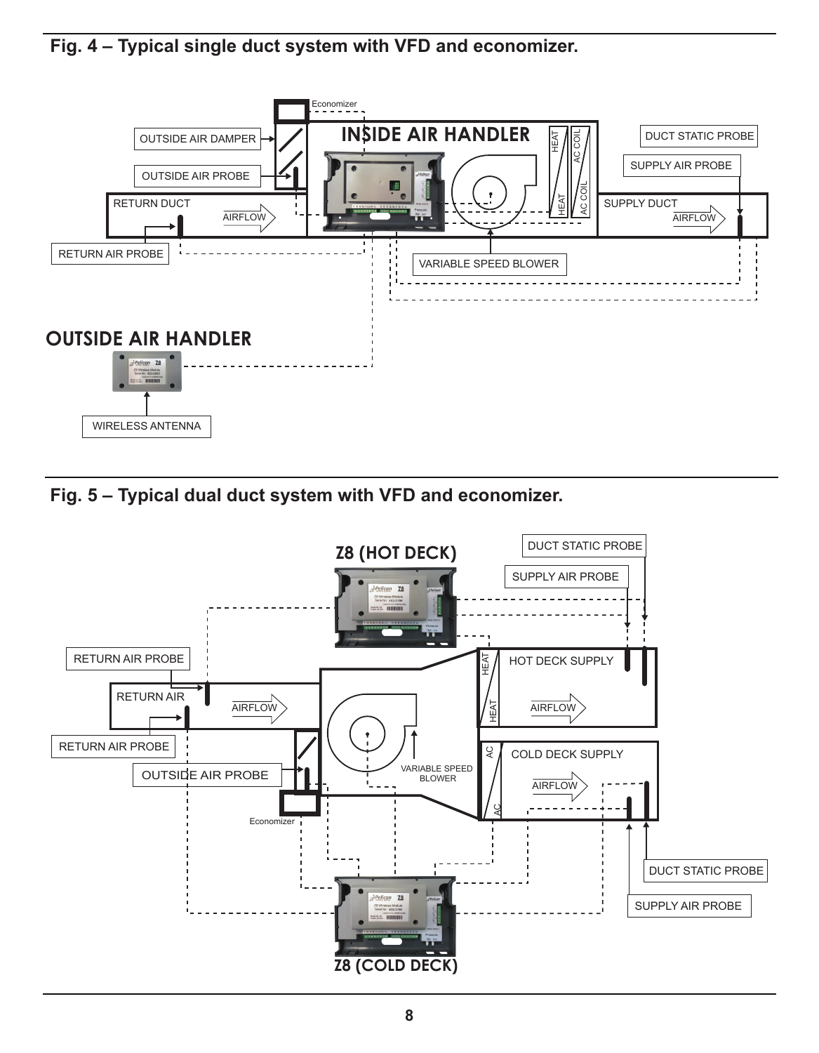## Fig. 4 – Typical single duct system with VFD and economizer.

## Fig. 5 – Typical dual duct system with VFD and economizer.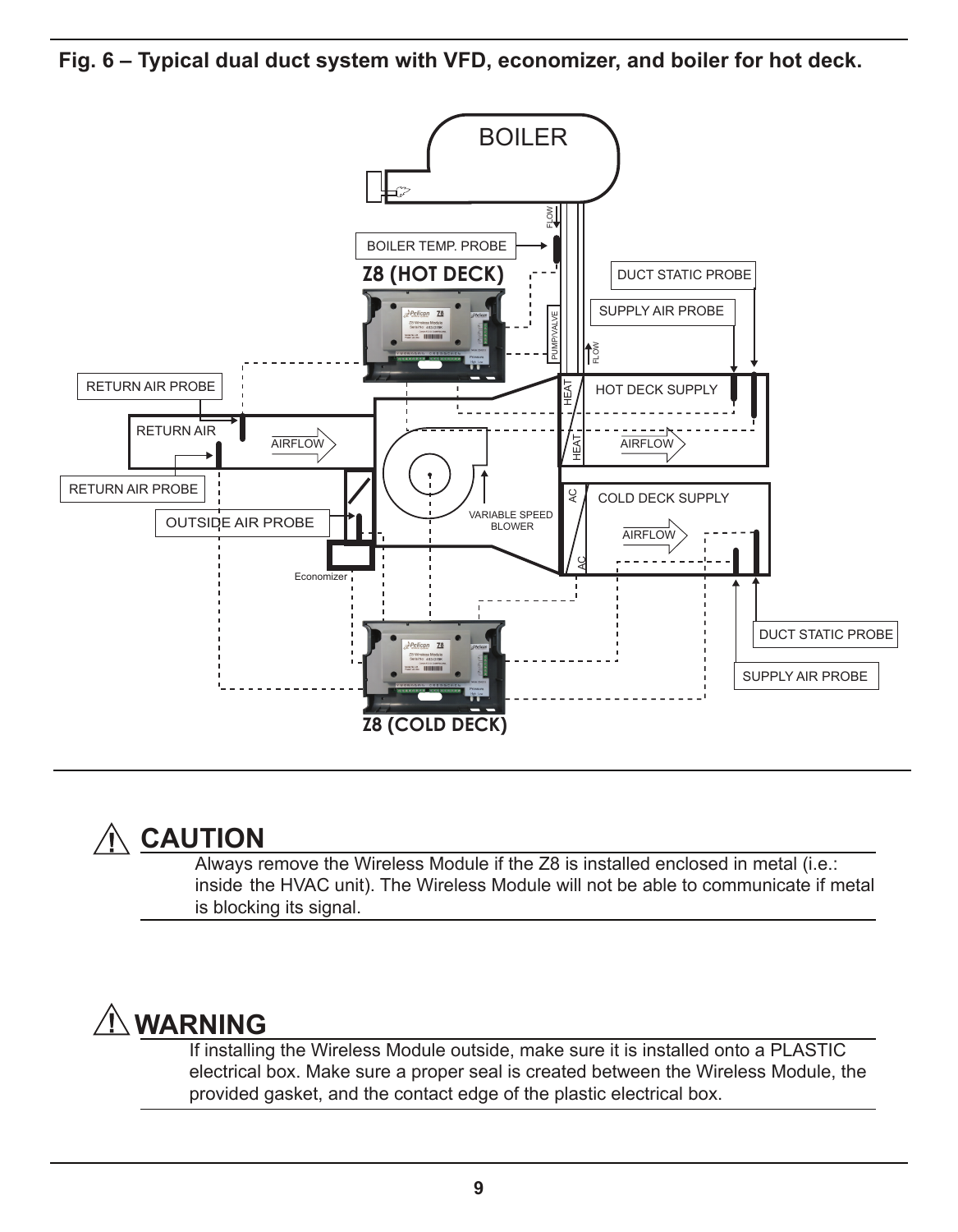**Fig. 6 – Typical dual duct system with VFD, economizer, and boiler for hot deck.**

BOILER

BOILER TEMP. PROBE

Z8 (HOT DECK)

DUCT STATIC PROBE

SUPPLY AIR PROBE

PUMP/VALVE

FLOW

RETURN AIR PROBE

RETURN AIR

AIRFLOW

HEAT

HOT DECK SUPPLY

RETURN AIR PROBE

OUTSIDE AIR PROBE

VARIABLE SPEED BLOWER

AC

COLD DECK SUPPLY

Economizer

DUCT STATIC PROBE

SUPPLY AIR PROBE

Z8 (COLD DECK)

## ⚠ CAUTION

Always remove the Wireless Module if the Z8 is installed enclosed in metal (i.e.: inside the HVAC unit). The Wireless Module will not be able to communicate if metal is blocking its signal.

## ⚠ WARNING

If installing the Wireless Module outside, make sure it is installed onto a PLASTIC electrical box. Make sure a proper seal is created between the Wireless Module, the provided gasket, and the contact edge of the plastic electrical box.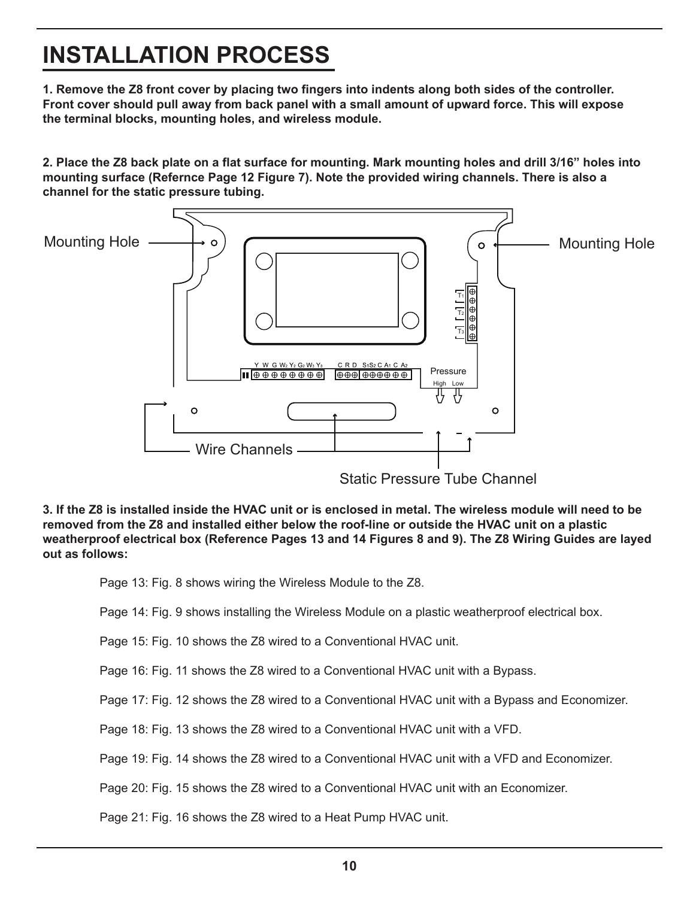# INSTALLATION PROCESS

**1. Remove the Z8 front cover by placing two fingers into indents along both sides of the controller. Front cover should pull away from back panel with a small amount of upward force. This will expose the terminal blocks, mounting holes, and wireless module.**

**2. Place the Z8 back plate on a flat surface for mounting. Mark mounting holes and drill 3/16" holes into mounting surface (Refernce Page 12 Figure 7). Note the provided wiring channels. There is also a channel for the static pressure tubing.**

Mounting Hole

Mounting Hole

Wire Channels

Static Pressure Tube Channel

**3. If the Z8 is installed inside the HVAC unit or is enclosed in metal. The wireless module will need to be removed from the Z8 and installed either below the roof-line or outside the HVAC unit on a plastic weatherproof electrical box (Reference Pages 13 and 14 Figures 8 and 9). The Z8 Wiring Guides are layed out as follows:**

Page 13: Fig. 8 shows wiring the Wireless Module to the Z8.

Page 14: Fig. 9 shows installing the Wireless Module on a plastic weatherproof electrical box.

Page 15: Fig. 10 shows the Z8 wired to a Conventional HVAC unit.

Page 16: Fig. 11 shows the Z8 wired to a Conventional HVAC unit with a Bypass.

Page 17: Fig. 12 shows the Z8 wired to a Conventional HVAC unit with a Bypass and Economizer.

Page 18: Fig. 13 shows the Z8 wired to a Conventional HVAC unit with a VFD.

Page 19: Fig. 14 shows the Z8 wired to a Conventional HVAC unit with a VFD and Economizer.

Page 20: Fig. 15 shows the Z8 wired to a Conventional HVAC unit with an Economizer.

Page 21: Fig. 16 shows the Z8 wired to a Heat Pump HVAC unit.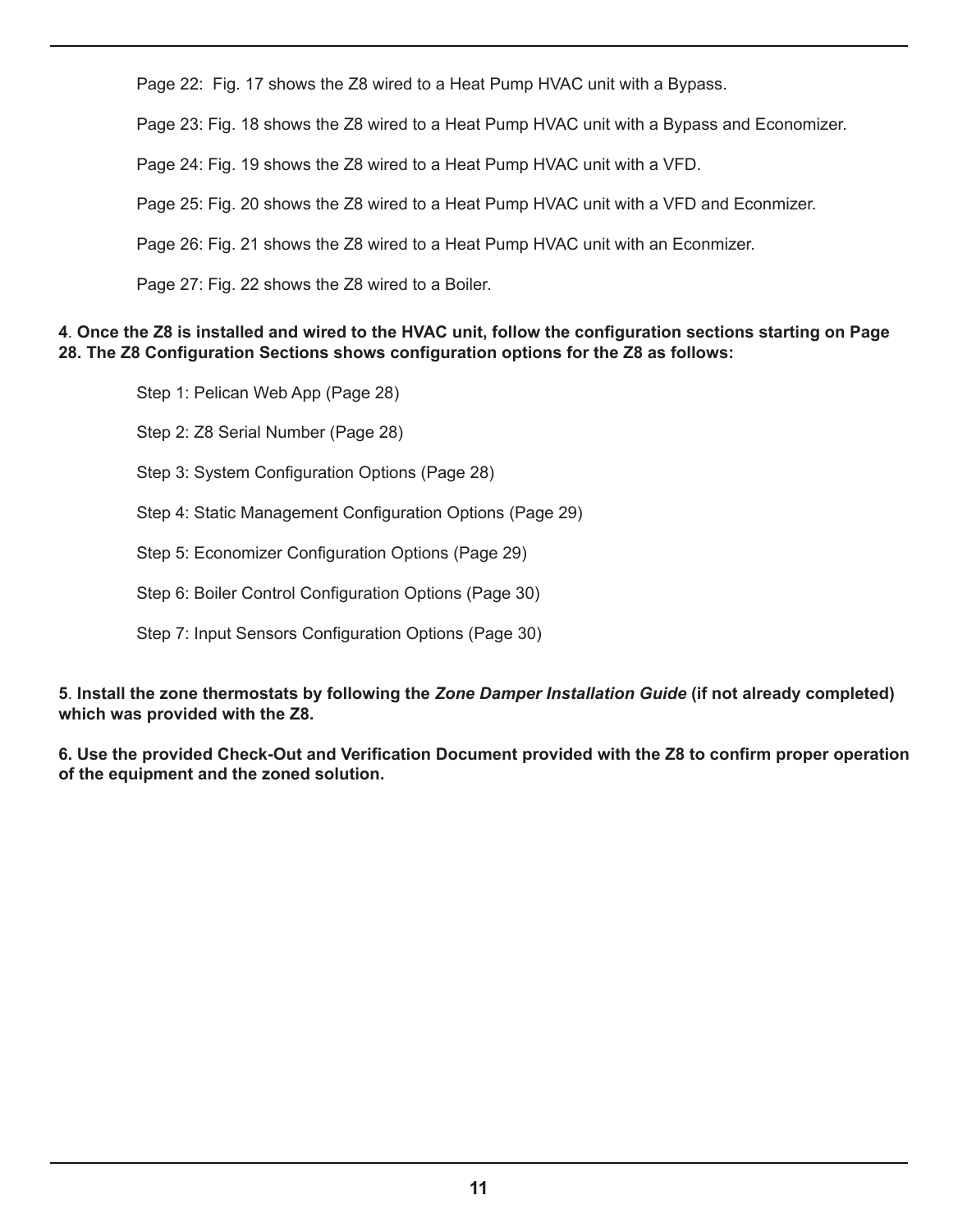Page 22:  Fig. 17 shows the Z8 wired to a Heat Pump HVAC unit with a Bypass.

Page 23: Fig. 18 shows the Z8 wired to a Heat Pump HVAC unit with a Bypass and Economizer.

Page 24: Fig. 19 shows the Z8 wired to a Heat Pump HVAC unit with a VFD.

Page 25: Fig. 20 shows the Z8 wired to a Heat Pump HVAC unit with a VFD and Econmizer.

Page 26: Fig. 21 shows the Z8 wired to a Heat Pump HVAC unit with an Econmizer.

Page 27: Fig. 22 shows the Z8 wired to a Boiler.

**4**. **Once the Z8 is installed and wired to the HVAC unit, follow the configuration sections starting on Page 28. The Z8 Configuration Sections shows configuration options for the Z8 as follows:**

Step 1: Pelican Web App (Page 28)

Step 2: Z8 Serial Number (Page 28)

Step 3: System Configuration Options (Page 28)

Step 4: Static Management Configuration Options (Page 29)

Step 5: Economizer Configuration Options (Page 29)

Step 6: Boiler Control Configuration Options (Page 30)

Step 7: Input Sensors Configuration Options (Page 30)

**5**. **Install the zone thermostats by following the *Zone Damper Installation Guide* (if not already completed) which was provided with the Z8.**

**6. Use the provided Check-Out and Verification Document provided with the Z8 to confirm proper operation of the equipment and the zoned solution.**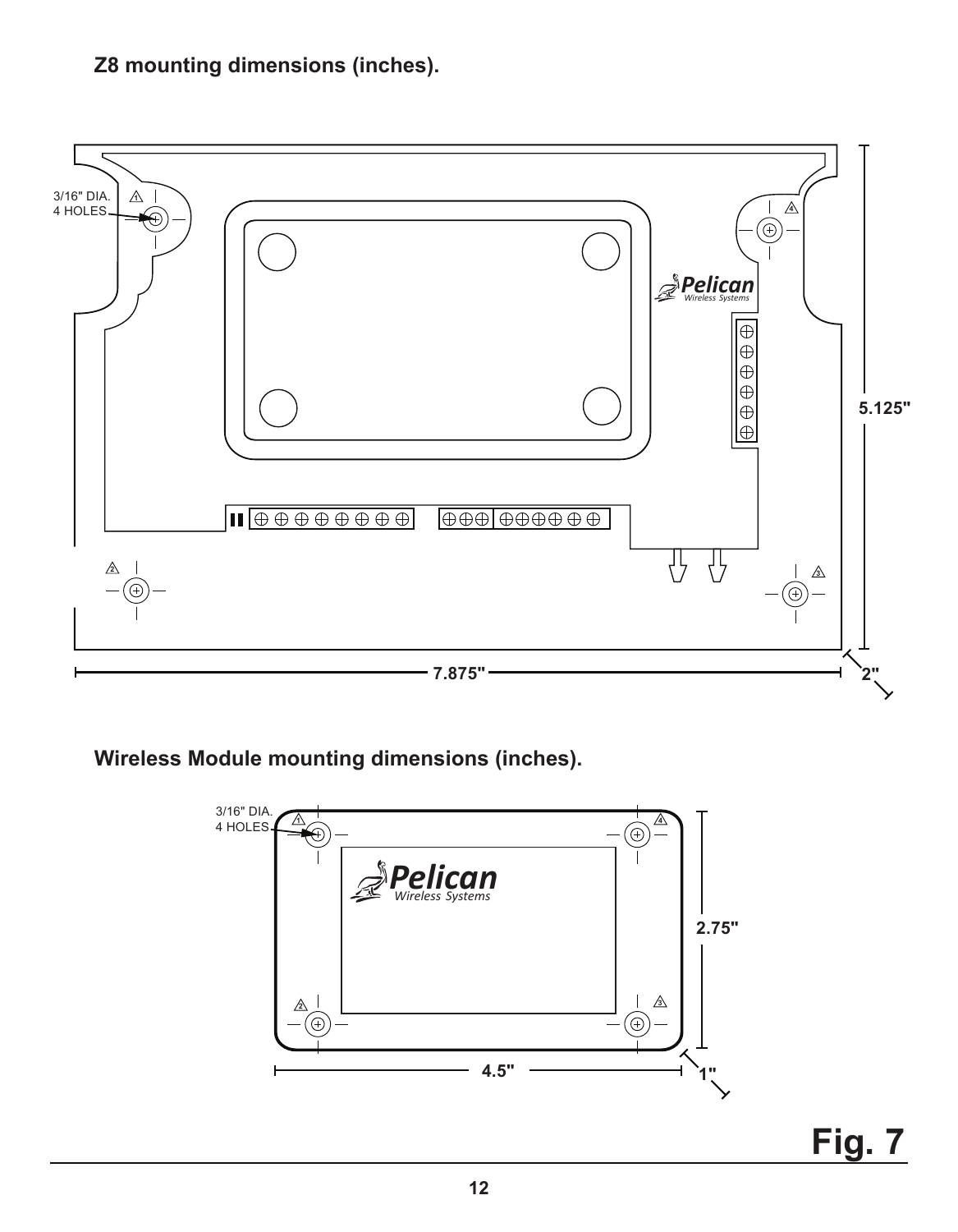**Z8 mounting dimensions (inches).**

3/16" DIA.
4 HOLES

5.125"

7.875"

2"

**Wireless Module mounting dimensions (inches).**

3/16" DIA.
4 HOLES

2.75"

4.5"

1"

**Fig. 7**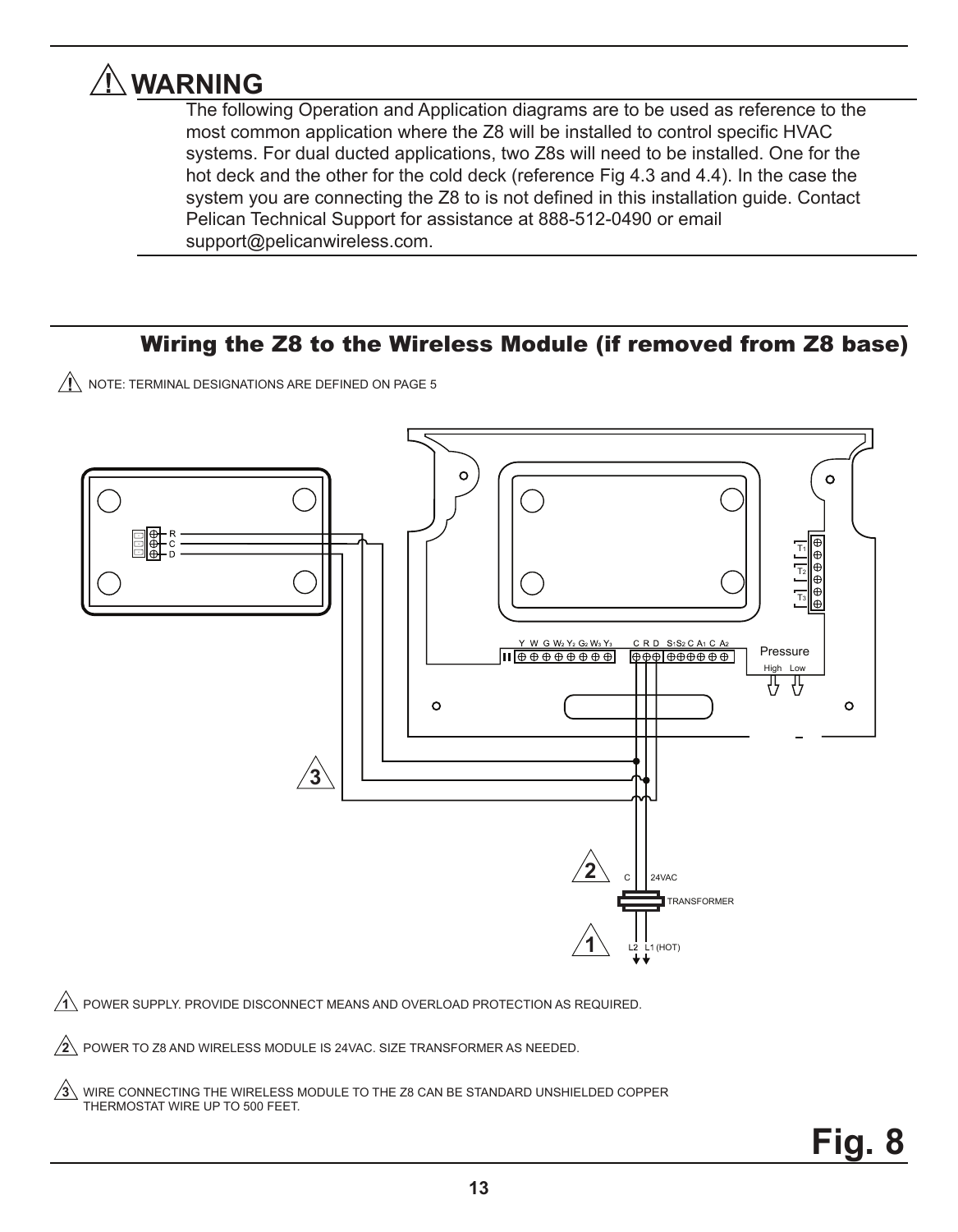## ⚠ WARNING

The following Operation and Application diagrams are to be used as reference to the most common application where the Z8 will be installed to control specific HVAC systems. For dual ducted applications, two Z8s will need to be installed. One for the hot deck and the other for the cold deck (reference Fig 4.3 and 4.4). In the case the system you are connecting the Z8 to is not defined in this installation guide. Contact Pelican Technical Support for assistance at 888-512-0490 or email support@pelicanwireless.com.

## Wiring the Z8 to the Wireless Module (if removed from Z8 base)

⚠ NOTE: TERMINAL DESIGNATIONS ARE DEFINED ON PAGE 5

1. POWER SUPPLY. PROVIDE DISCONNECT MEANS AND OVERLOAD PROTECTION AS REQUIRED.
2. POWER TO Z8 AND WIRELESS MODULE IS 24VAC. SIZE TRANSFORMER AS NEEDED.
3. WIRE CONNECTING THE WIRELESS MODULE TO THE Z8 CAN BE STANDARD UNSHIELDED COPPER THERMOSTAT WIRE UP TO 500 FEET.

**Fig. 8**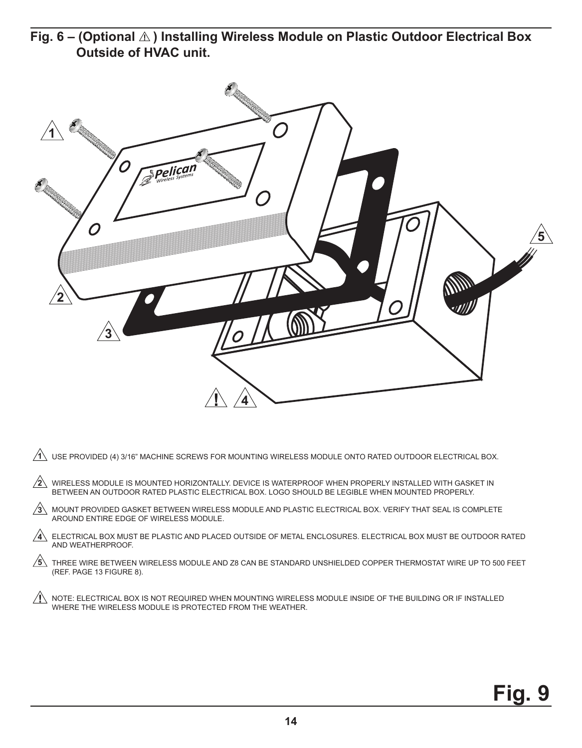## Fig. 6 – (Optional ⚠ ) Installing Wireless Module on Plastic Outdoor Electrical Box Outside of HVAC unit.

1. USE PROVIDED (4) 3/16" MACHINE SCREWS FOR MOUNTING WIRELESS MODULE ONTO RATED OUTDOOR ELECTRICAL BOX.

2. WIRELESS MODULE IS MOUNTED HORIZONTALLY. DEVICE IS WATERPROOF WHEN PROPERLY INSTALLED WITH GASKET IN BETWEEN AN OUTDOOR RATED PLASTIC ELECTRICAL BOX. LOGO SHOULD BE LEGIBLE WHEN MOUNTED PROPERLY.

3. MOUNT PROVIDED GASKET BETWEEN WIRELESS MODULE AND PLASTIC ELECTRICAL BOX. VERIFY THAT SEAL IS COMPLETE AROUND ENTIRE EDGE OF WIRELESS MODULE.

4. ELECTRICAL BOX MUST BE PLASTIC AND PLACED OUTSIDE OF METAL ENCLOSURES. ELECTRICAL BOX MUST BE OUTDOOR RATED AND WEATHERPROOF.

5. THREE WIRE BETWEEN WIRELESS MODULE AND Z8 CAN BE STANDARD UNSHIELDED COPPER THERMOSTAT WIRE UP TO 500 FEET (REF. PAGE 13 FIGURE 8).

⚠ NOTE: ELECTRICAL BOX IS NOT REQUIRED WHEN MOUNTING WIRELESS MODULE INSIDE OF THE BUILDING OR IF INSTALLED WHERE THE WIRELESS MODULE IS PROTECTED FROM THE WEATHER.

**Fig. 9**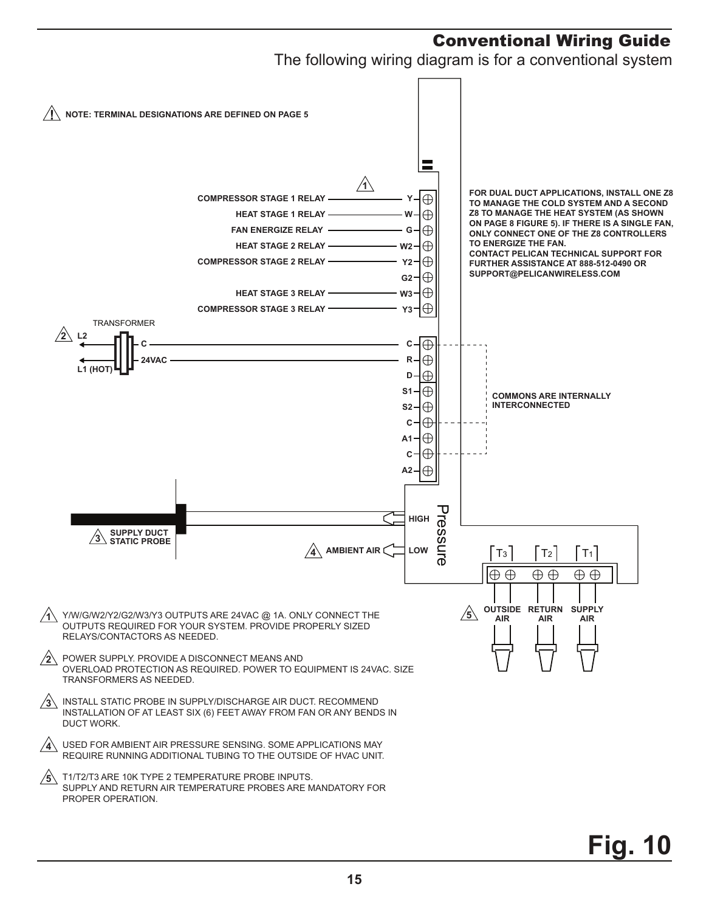## Conventional Wiring Guide

The following wiring diagram is for a conventional system

⚠ NOTE: TERMINAL DESIGNATIONS ARE DEFINED ON PAGE 5

| Connection | Terminal |
| --- | --- |
| COMPRESSOR STAGE 1 RELAY | Y |
| HEAT STAGE 1 RELAY | W |
| FAN ENERGIZE RELAY | G |
| HEAT STAGE 2 RELAY | W2 |
| COMPRESSOR STAGE 2 RELAY | Y2 |
| | G2 |
| HEAT STAGE 3 RELAY | W3 |
| COMPRESSOR STAGE 3 RELAY | Y3 |
| TRANSFORMER C (L2) | C |
| TRANSFORMER 24VAC (L1 (HOT)) | R |
| | D |
| | S1 |
| | S2 |
| | C |
| | A1 |
| | C |
| | A2 |
| SUPPLY DUCT STATIC PROBE | Pressure HIGH |
| AMBIENT AIR | Pressure LOW |
| OUTSIDE AIR | T3 |
| RETURN AIR | T2 |
| SUPPLY AIR | T1 |

COMMONS ARE INTERNALLY INTERCONNECTED

FOR DUAL DUCT APPLICATIONS, INSTALL ONE Z8 TO MANAGE THE COLD SYSTEM AND A SECOND Z8 TO MANAGE THE HEAT SYSTEM (AS SHOWN ON PAGE 8 FIGURE 5). IF THERE IS A SINGLE FAN, ONLY CONNECT ONE OF THE Z8 CONTROLLERS TO ENERGIZE THE FAN.
CONTACT PELICAN TECHNICAL SUPPORT FOR FURTHER ASSISTANCE AT 888-512-0490 OR SUPPORT@PELICANWIRELESS.COM

1. Y/W/G/W2/Y2/G2/W3/Y3 OUTPUTS ARE 24VAC @ 1A. ONLY CONNECT THE OUTPUTS REQUIRED FOR YOUR SYSTEM. PROVIDE PROPERLY SIZED RELAYS/CONTACTORS AS NEEDED.
2. POWER SUPPLY. PROVIDE A DISCONNECT MEANS AND OVERLOAD PROTECTION AS REQUIRED. POWER TO EQUIPMENT IS 24VAC. SIZE TRANSFORMERS AS NEEDED.
3. INSTALL STATIC PROBE IN SUPPLY/DISCHARGE AIR DUCT. RECOMMEND INSTALLATION OF AT LEAST SIX (6) FEET AWAY FROM FAN OR ANY BENDS IN DUCT WORK.
4. USED FOR AMBIENT AIR PRESSURE SENSING. SOME APPLICATIONS MAY REQUIRE RUNNING ADDITIONAL TUBING TO THE OUTSIDE OF HVAC UNIT.
5. T1/T2/T3 ARE 10K TYPE 2 TEMPERATURE PROBE INPUTS. SUPPLY AND RETURN AIR TEMPERATURE PROBES ARE MANDATORY FOR PROPER OPERATION.

**Fig. 10**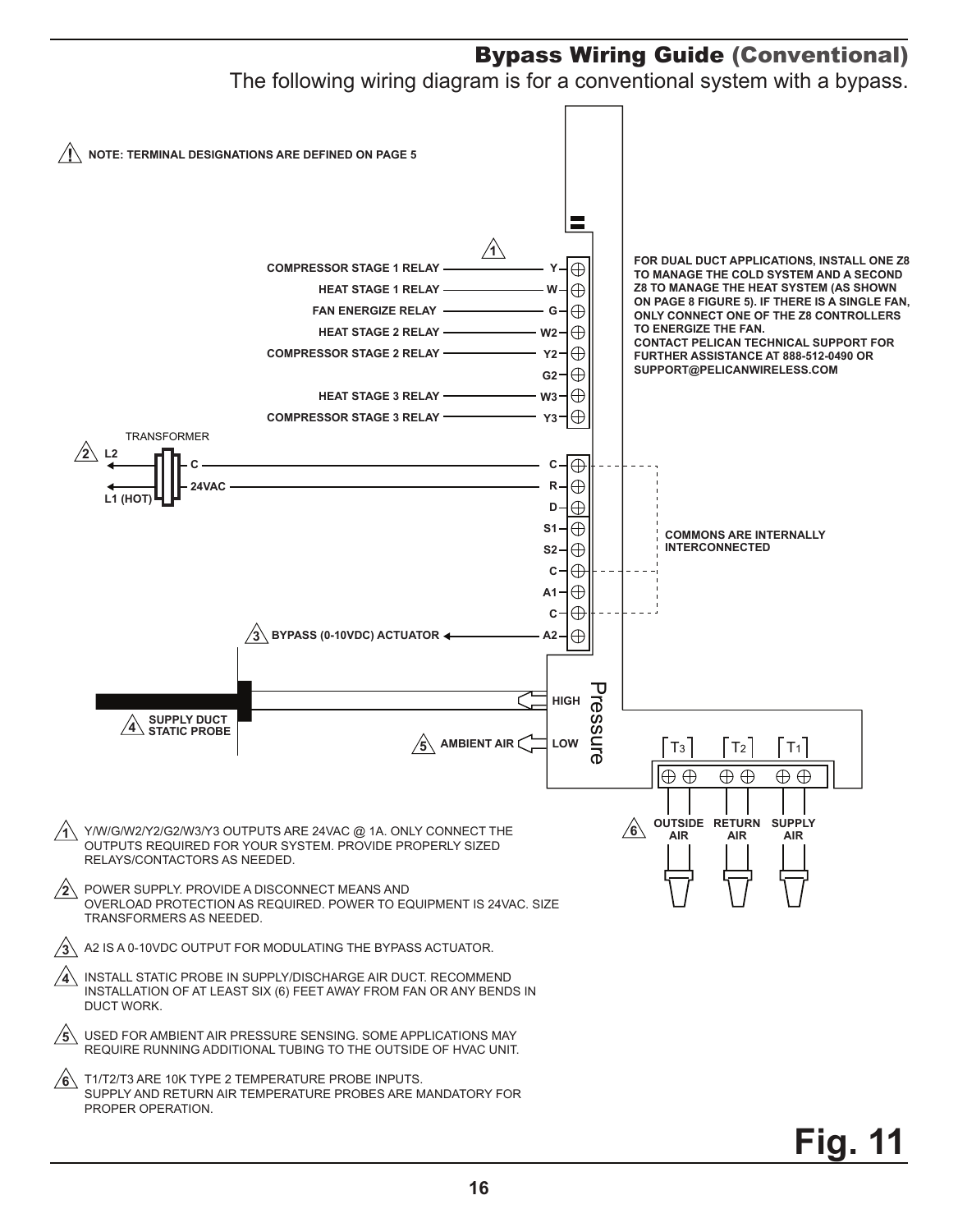## Bypass Wiring Guide (Conventional)

The following wiring diagram is for a conventional system with a bypass.

⚠ NOTE: TERMINAL DESIGNATIONS ARE DEFINED ON PAGE 5

| Connection | Terminal |
| --- | --- |
| COMPRESSOR STAGE 1 RELAY | Y |
| HEAT STAGE 1 RELAY | W |
| FAN ENERGIZE RELAY | G |
| HEAT STAGE 2 RELAY | W2 |
| COMPRESSOR STAGE 2 RELAY | Y2 |
| | G2 |
| HEAT STAGE 3 RELAY | W3 |
| COMPRESSOR STAGE 3 RELAY | Y3 |
| TRANSFORMER C (L2) | C |
| TRANSFORMER 24VAC (L1 (HOT)) | R |
| | D |
| | S1 |
| | S2 |
| | C |
| | A1 |
| | C |
| BYPASS (0-10VDC) ACTUATOR | A2 |
| SUPPLY DUCT STATIC PROBE | Pressure HIGH |
| AMBIENT AIR | Pressure LOW |
| OUTSIDE AIR | T3 |
| RETURN AIR | T2 |
| SUPPLY AIR | T1 |

COMMONS ARE INTERNALLY INTERCONNECTED

FOR DUAL DUCT APPLICATIONS, INSTALL ONE Z8 TO MANAGE THE COLD SYSTEM AND A SECOND Z8 TO MANAGE THE HEAT SYSTEM (AS SHOWN ON PAGE 8 FIGURE 5). IF THERE IS A SINGLE FAN, ONLY CONNECT ONE OF THE Z8 CONTROLLERS TO ENERGIZE THE FAN.
CONTACT PELICAN TECHNICAL SUPPORT FOR FURTHER ASSISTANCE AT 888-512-0490 OR SUPPORT@PELICANWIRELESS.COM

1. Y/W/G/W2/Y2/G2/W3/Y3 OUTPUTS ARE 24VAC @ 1A. ONLY CONNECT THE OUTPUTS REQUIRED FOR YOUR SYSTEM. PROVIDE PROPERLY SIZED RELAYS/CONTACTORS AS NEEDED.
2. POWER SUPPLY. PROVIDE A DISCONNECT MEANS AND OVERLOAD PROTECTION AS REQUIRED. POWER TO EQUIPMENT IS 24VAC. SIZE TRANSFORMERS AS NEEDED.
3. A2 IS A 0-10VDC OUTPUT FOR MODULATING THE BYPASS ACTUATOR.
4. INSTALL STATIC PROBE IN SUPPLY/DISCHARGE AIR DUCT. RECOMMEND INSTALLATION OF AT LEAST SIX (6) FEET AWAY FROM FAN OR ANY BENDS IN DUCT WORK.
5. USED FOR AMBIENT AIR PRESSURE SENSING. SOME APPLICATIONS MAY REQUIRE RUNNING ADDITIONAL TUBING TO THE OUTSIDE OF HVAC UNIT.
6. T1/T2/T3 ARE 10K TYPE 2 TEMPERATURE PROBE INPUTS. SUPPLY AND RETURN AIR TEMPERATURE PROBES ARE MANDATORY FOR PROPER OPERATION.

**Fig. 11**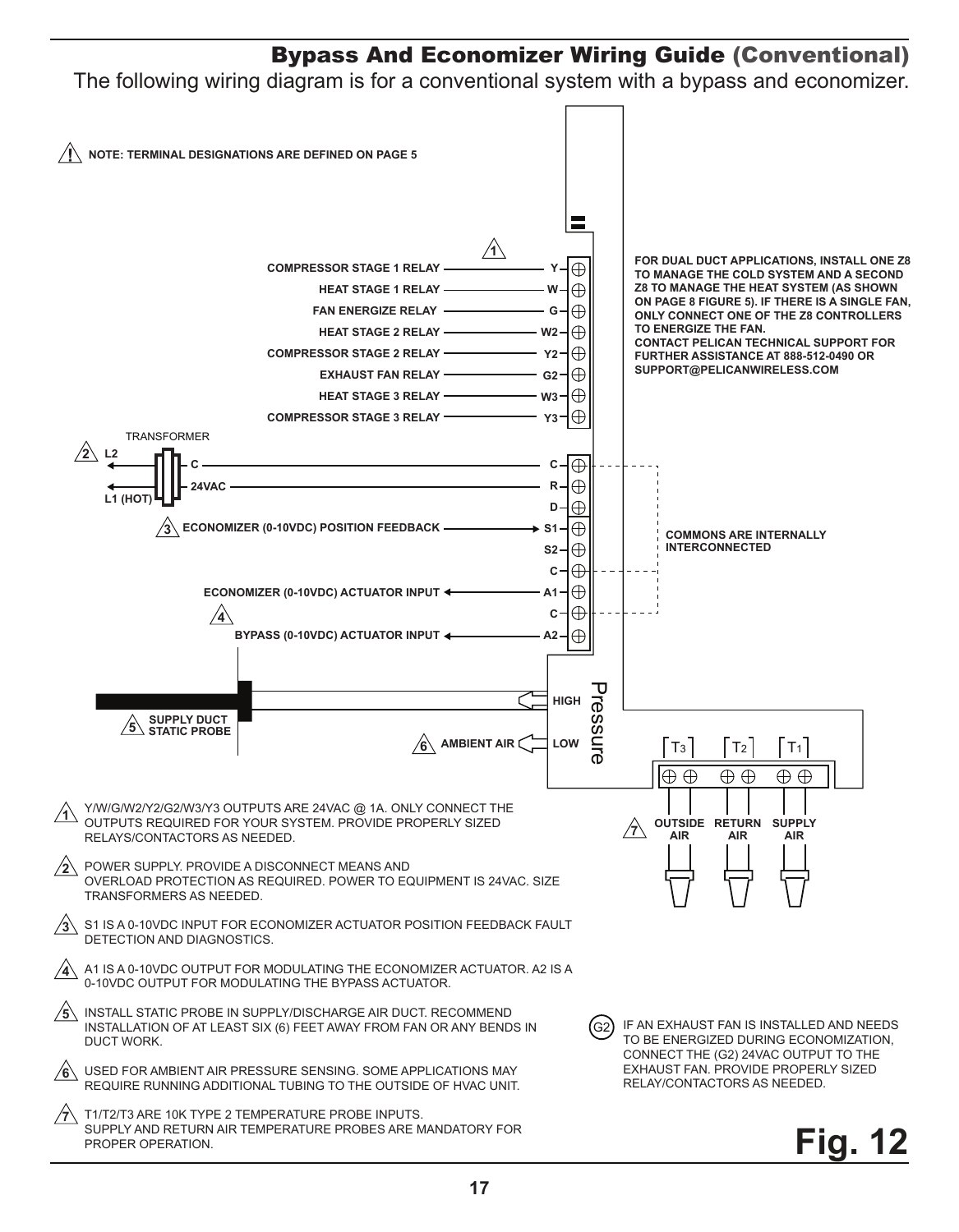## Bypass And Economizer Wiring Guide (Conventional)

The following wiring diagram is for a conventional system with a bypass and economizer.

⚠ NOTE: TERMINAL DESIGNATIONS ARE DEFINED ON PAGE 5

| Connection | Terminal |
| --- | --- |
| COMPRESSOR STAGE 1 RELAY (1) | Y |
| HEAT STAGE 1 RELAY | W |
| FAN ENERGIZE RELAY | G |
| HEAT STAGE 2 RELAY | W2 |
| COMPRESSOR STAGE 2 RELAY | Y2 |
| EXHAUST FAN RELAY | G2 |
| HEAT STAGE 3 RELAY | W3 |
| COMPRESSOR STAGE 3 RELAY | Y3 |
| TRANSFORMER (2) L2 – C | C |
| TRANSFORMER L1 (HOT) – 24VAC | R |
| | D |
| ECONOMIZER (0-10VDC) POSITION FEEDBACK (3) | S1 |
| | S2 |
| | C |
| ECONOMIZER (0-10VDC) ACTUATOR INPUT | A1 |
| | C |
| BYPASS (0-10VDC) ACTUATOR INPUT (4) | A2 |
| SUPPLY DUCT STATIC PROBE (5) | Pressure HIGH |
| AMBIENT AIR (6) | Pressure LOW |
| OUTSIDE AIR (7) | T3 |
| RETURN AIR | T2 |
| SUPPLY AIR | T1 |

COMMONS ARE INTERNALLY INTERCONNECTED

FOR DUAL DUCT APPLICATIONS, INSTALL ONE Z8 TO MANAGE THE COLD SYSTEM AND A SECOND Z8 TO MANAGE THE HEAT SYSTEM (AS SHOWN ON PAGE 8 FIGURE 5). IF THERE IS A SINGLE FAN, ONLY CONNECT ONE OF THE Z8 CONTROLLERS TO ENERGIZE THE FAN.
CONTACT PELICAN TECHNICAL SUPPORT FOR FURTHER ASSISTANCE AT 888-512-0490 OR SUPPORT@PELICANWIRELESS.COM

1. Y/W/G/W2/Y2/G2/W3/Y3 OUTPUTS ARE 24VAC @ 1A. ONLY CONNECT THE OUTPUTS REQUIRED FOR YOUR SYSTEM. PROVIDE PROPERLY SIZED RELAYS/CONTACTORS AS NEEDED.
2. POWER SUPPLY. PROVIDE A DISCONNECT MEANS AND OVERLOAD PROTECTION AS REQUIRED. POWER TO EQUIPMENT IS 24VAC. SIZE TRANSFORMERS AS NEEDED.
3. S1 IS A 0-10VDC INPUT FOR ECONOMIZER ACTUATOR POSITION FEEDBACK FAULT DETECTION AND DIAGNOSTICS.
4. A1 IS A 0-10VDC OUTPUT FOR MODULATING THE ECONOMIZER ACTUATOR. A2 IS A 0-10VDC OUTPUT FOR MODULATING THE BYPASS ACTUATOR.
5. INSTALL STATIC PROBE IN SUPPLY/DISCHARGE AIR DUCT. RECOMMEND INSTALLATION OF AT LEAST SIX (6) FEET AWAY FROM FAN OR ANY BENDS IN DUCT WORK.
6. USED FOR AMBIENT AIR PRESSURE SENSING. SOME APPLICATIONS MAY REQUIRE RUNNING ADDITIONAL TUBING TO THE OUTSIDE OF HVAC UNIT.
7. T1/T2/T3 ARE 10K TYPE 2 TEMPERATURE PROBE INPUTS. SUPPLY AND RETURN AIR TEMPERATURE PROBES ARE MANDATORY FOR PROPER OPERATION.

(G2) IF AN EXHAUST FAN IS INSTALLED AND NEEDS TO BE ENERGIZED DURING ECONOMIZATION, CONNECT THE (G2) 24VAC OUTPUT TO THE EXHAUST FAN. PROVIDE PROPERLY SIZED RELAY/CONTACTORS AS NEEDED.

**Fig. 12**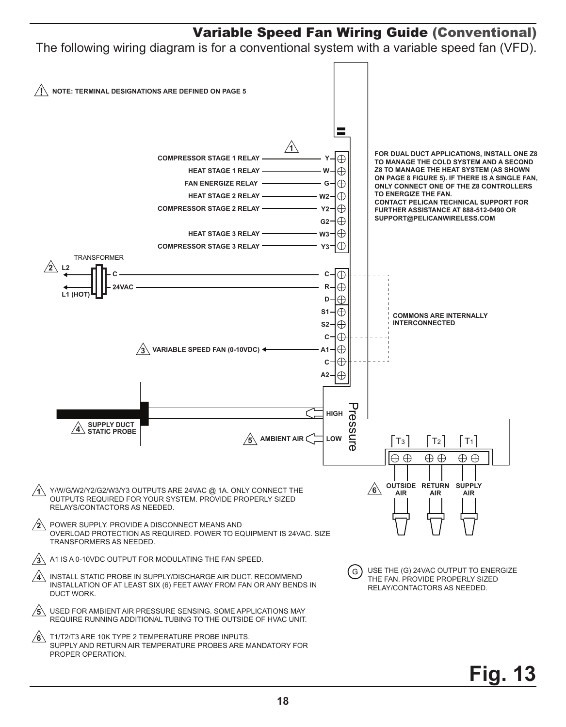## Variable Speed Fan Wiring Guide (Conventional)

The following wiring diagram is for a conventional system with a variable speed fan (VFD).

⚠ NOTE: TERMINAL DESIGNATIONS ARE DEFINED ON PAGE 5

| Connection | Terminal |
|---|---|
| COMPRESSOR STAGE 1 RELAY | Y |
| HEAT STAGE 1 RELAY | W |
| FAN ENERGIZE RELAY | G |
| HEAT STAGE 2 RELAY | W2 |
| COMPRESSOR STAGE 2 RELAY | Y2 |
| | G2 |
| HEAT STAGE 3 RELAY | W3 |
| COMPRESSOR STAGE 3 RELAY | Y3 |
| TRANSFORMER (L2) C | C |
| TRANSFORMER (L1 (HOT)) 24VAC | R |
| | D |
| | S1 |
| | S2 |
| | C |
| VARIABLE SPEED FAN (0-10VDC) | A1 |
| | C |
| | A2 |
| SUPPLY DUCT STATIC PROBE | Pressure HIGH |
| AMBIENT AIR | Pressure LOW |
| OUTSIDE AIR | T3 |
| RETURN AIR | T2 |
| SUPPLY AIR | T1 |

COMMONS ARE INTERNALLY INTERCONNECTED

FOR DUAL DUCT APPLICATIONS, INSTALL ONE Z8 TO MANAGE THE COLD SYSTEM AND A SECOND Z8 TO MANAGE THE HEAT SYSTEM (AS SHOWN ON PAGE 8 FIGURE 5). IF THERE IS A SINGLE FAN, ONLY CONNECT ONE OF THE Z8 CONTROLLERS TO ENERGIZE THE FAN.
CONTACT PELICAN TECHNICAL SUPPORT FOR FURTHER ASSISTANCE AT 888-512-0490 OR SUPPORT@PELICANWIRELESS.COM

1. Y/W/G/W2/Y2/G2/W3/Y3 OUTPUTS ARE 24VAC @ 1A. ONLY CONNECT THE OUTPUTS REQUIRED FOR YOUR SYSTEM. PROVIDE PROPERLY SIZED RELAYS/CONTACTORS AS NEEDED.
2. POWER SUPPLY. PROVIDE A DISCONNECT MEANS AND OVERLOAD PROTECTION AS REQUIRED. POWER TO EQUIPMENT IS 24VAC. SIZE TRANSFORMERS AS NEEDED.
3. A1 IS A 0-10VDC OUTPUT FOR MODULATING THE FAN SPEED.
4. INSTALL STATIC PROBE IN SUPPLY/DISCHARGE AIR DUCT. RECOMMEND INSTALLATION OF AT LEAST SIX (6) FEET AWAY FROM FAN OR ANY BENDS IN DUCT WORK.
5. USED FOR AMBIENT AIR PRESSURE SENSING. SOME APPLICATIONS MAY REQUIRE RUNNING ADDITIONAL TUBING TO THE OUTSIDE OF HVAC UNIT.
6. T1/T2/T3 ARE 10K TYPE 2 TEMPERATURE PROBE INPUTS. SUPPLY AND RETURN AIR TEMPERATURE PROBES ARE MANDATORY FOR PROPER OPERATION.

(G) USE THE (G) 24VAC OUTPUT TO ENERGIZE THE FAN. PROVIDE PROPERLY SIZED RELAY/CONTACTORS AS NEEDED.

**Fig. 13**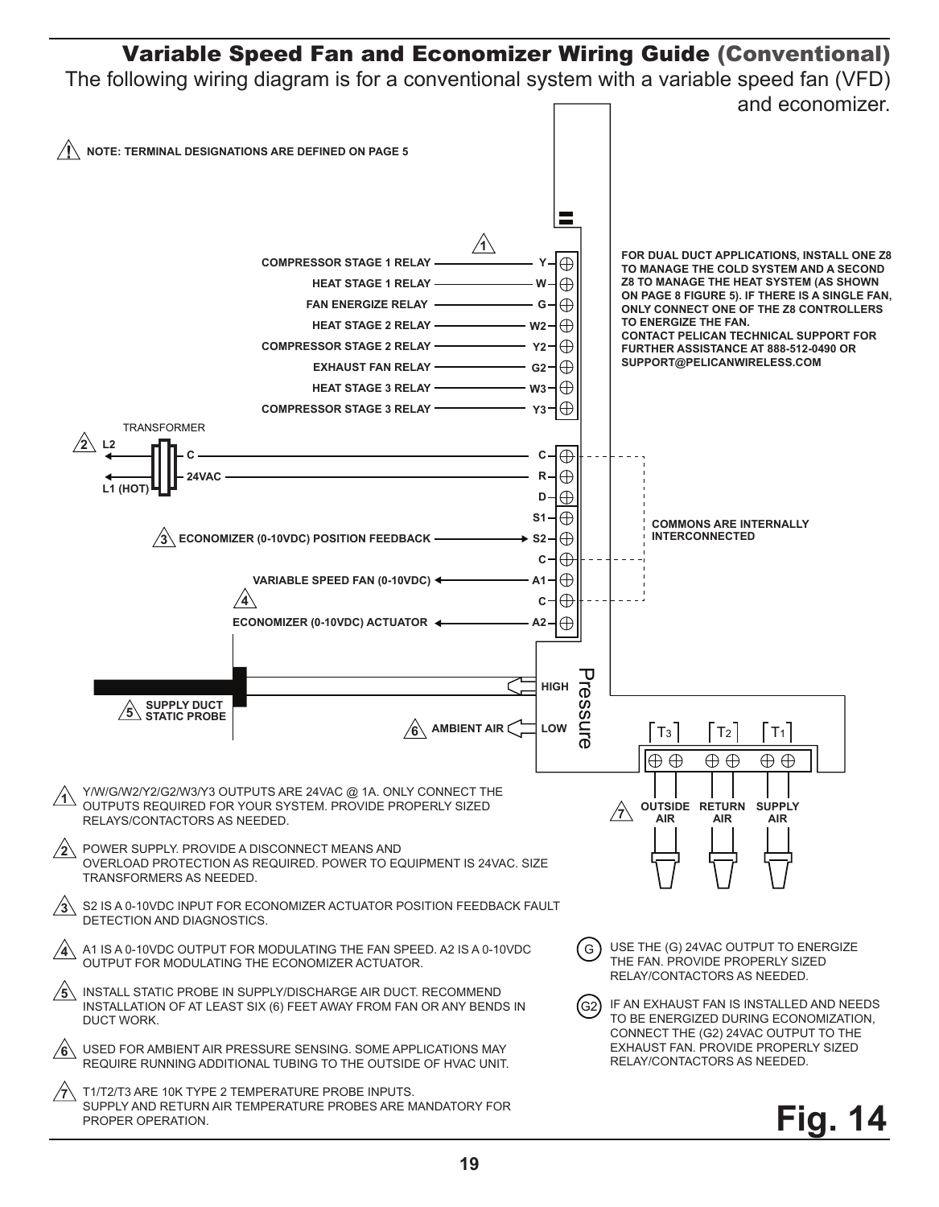## Variable Speed Fan and Economizer Wiring Guide (Conventional)

The following wiring diagram is for a conventional system with a variable speed fan (VFD) and economizer.

⚠ **NOTE: TERMINAL DESIGNATIONS ARE DEFINED ON PAGE 5**

1 — **COMPRESSOR STAGE 1 RELAY** — Y
**HEAT STAGE 1 RELAY** — W
**FAN ENERGIZE RELAY** — G
**HEAT STAGE 2 RELAY** — W2
**COMPRESSOR STAGE 2 RELAY** — Y2
**EXHAUST FAN RELAY** — G2
**HEAT STAGE 3 RELAY** — W3
**COMPRESSOR STAGE 3 RELAY** — Y3

**FOR DUAL DUCT APPLICATIONS, INSTALL ONE Z8 TO MANAGE THE COLD SYSTEM AND A SECOND Z8 TO MANAGE THE HEAT SYSTEM (AS SHOWN ON PAGE 8 FIGURE 5). IF THERE IS A SINGLE FAN, ONLY CONNECT ONE OF THE Z8 CONTROLLERS TO ENERGIZE THE FAN.**
**CONTACT PELICAN TECHNICAL SUPPORT FOR FURTHER ASSISTANCE AT 888-512-0490 OR SUPPORT@PELICANWIRELESS.COM**

TRANSFORMER
2 — **L2** / **L1 (HOT)** — **C** → C; **24VAC** → R
D
S1
3 — **ECONOMIZER (0-10VDC) POSITION FEEDBACK** → S2
C
**VARIABLE SPEED FAN (0-10VDC)** ← A1
4
C
**ECONOMIZER (0-10VDC) ACTUATOR** ← A2

**COMMONS ARE INTERNALLY INTERCONNECTED**

5 — **SUPPLY DUCT STATIC PROBE** → **HIGH**
6 — **AMBIENT AIR** → **LOW**
Pressure

7 — T3: **OUTSIDE AIR**; T2: **RETURN AIR**; T1: **SUPPLY AIR**

1. Y/W/G/W2/Y2/G2/W3/Y3 OUTPUTS ARE 24VAC @ 1A. ONLY CONNECT THE OUTPUTS REQUIRED FOR YOUR SYSTEM. PROVIDE PROPERLY SIZED RELAYS/CONTACTORS AS NEEDED.
2. POWER SUPPLY. PROVIDE A DISCONNECT MEANS AND OVERLOAD PROTECTION AS REQUIRED. POWER TO EQUIPMENT IS 24VAC. SIZE TRANSFORMERS AS NEEDED.
3. S2 IS A 0-10VDC INPUT FOR ECONOMIZER ACTUATOR POSITION FEEDBACK FAULT DETECTION AND DIAGNOSTICS.
4. A1 IS A 0-10VDC OUTPUT FOR MODULATING THE FAN SPEED. A2 IS A 0-10VDC OUTPUT FOR MODULATING THE ECONOMIZER ACTUATOR.
5. INSTALL STATIC PROBE IN SUPPLY/DISCHARGE AIR DUCT. RECOMMEND INSTALLATION OF AT LEAST SIX (6) FEET AWAY FROM FAN OR ANY BENDS IN DUCT WORK.
6. USED FOR AMBIENT AIR PRESSURE SENSING. SOME APPLICATIONS MAY REQUIRE RUNNING ADDITIONAL TUBING TO THE OUTSIDE OF HVAC UNIT.
7. T1/T2/T3 ARE 10K TYPE 2 TEMPERATURE PROBE INPUTS. SUPPLY AND RETURN AIR TEMPERATURE PROBES ARE MANDATORY FOR PROPER OPERATION.

(G) USE THE (G) 24VAC OUTPUT TO ENERGIZE THE FAN. PROVIDE PROPERLY SIZED RELAY/CONTACTORS AS NEEDED.

(G2) IF AN EXHAUST FAN IS INSTALLED AND NEEDS TO BE ENERGIZED DURING ECONOMIZATION, CONNECT THE (G2) 24VAC OUTPUT TO THE EXHAUST FAN. PROVIDE PROPERLY SIZED RELAY/CONTACTORS AS NEEDED.

**Fig. 14**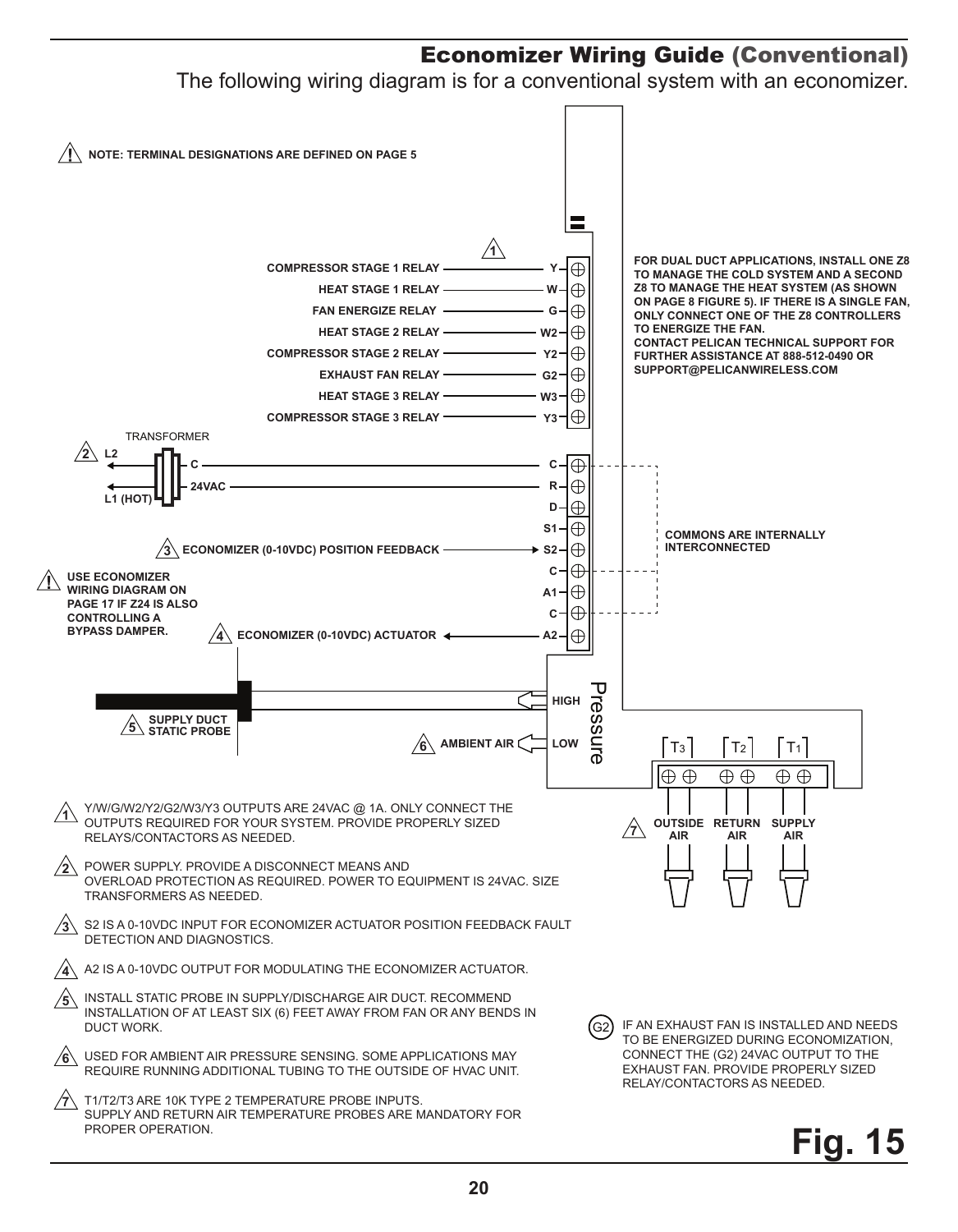## Economizer Wiring Guide (Conventional)

The following wiring diagram is for a conventional system with an economizer.

⚠ NOTE: TERMINAL DESIGNATIONS ARE DEFINED ON PAGE 5

| Connection | Terminal |
| --- | --- |
| COMPRESSOR STAGE 1 RELAY (1) | Y |
| HEAT STAGE 1 RELAY | W |
| FAN ENERGIZE RELAY | G |
| HEAT STAGE 2 RELAY | W2 |
| COMPRESSOR STAGE 2 RELAY | Y2 |
| EXHAUST FAN RELAY | G2 |
| HEAT STAGE 3 RELAY | W3 |
| COMPRESSOR STAGE 3 RELAY | Y3 |
| TRANSFORMER (2) C (L2) | C |
| TRANSFORMER 24VAC (L1 (HOT)) | R |
| | D |
| | S1 |
| ECONOMIZER (0-10VDC) POSITION FEEDBACK (3) | S2 |
| | C |
| | A1 |
| | C |
| ECONOMIZER (0-10VDC) ACTUATOR (4) | A2 |
| SUPPLY DUCT STATIC PROBE (5) | HIGH (Pressure) |
| AMBIENT AIR (6) | LOW (Pressure) |
| OUTSIDE AIR (7) | T3 |
| RETURN AIR (7) | T2 |
| SUPPLY AIR (7) | T1 |

COMMONS ARE INTERNALLY INTERCONNECTED

FOR DUAL DUCT APPLICATIONS, INSTALL ONE Z8 TO MANAGE THE COLD SYSTEM AND A SECOND Z8 TO MANAGE THE HEAT SYSTEM (AS SHOWN ON PAGE 8 FIGURE 5). IF THERE IS A SINGLE FAN, ONLY CONNECT ONE OF THE Z8 CONTROLLERS TO ENERGIZE THE FAN.
CONTACT PELICAN TECHNICAL SUPPORT FOR FURTHER ASSISTANCE AT 888-512-0490 OR SUPPORT@PELICANWIRELESS.COM

⚠ USE ECONOMIZER WIRING DIAGRAM ON PAGE 17 IF Z24 IS ALSO CONTROLLING A BYPASS DAMPER.

1. Y/W/G/W2/Y2/G2/W3/Y3 OUTPUTS ARE 24VAC @ 1A. ONLY CONNECT THE OUTPUTS REQUIRED FOR YOUR SYSTEM. PROVIDE PROPERLY SIZED RELAYS/CONTACTORS AS NEEDED.
2. POWER SUPPLY. PROVIDE A DISCONNECT MEANS AND OVERLOAD PROTECTION AS REQUIRED. POWER TO EQUIPMENT IS 24VAC. SIZE TRANSFORMERS AS NEEDED.
3. S2 IS A 0-10VDC INPUT FOR ECONOMIZER ACTUATOR POSITION FEEDBACK FAULT DETECTION AND DIAGNOSTICS.
4. A2 IS A 0-10VDC OUTPUT FOR MODULATING THE ECONOMIZER ACTUATOR.
5. INSTALL STATIC PROBE IN SUPPLY/DISCHARGE AIR DUCT. RECOMMEND INSTALLATION OF AT LEAST SIX (6) FEET AWAY FROM FAN OR ANY BENDS IN DUCT WORK.
6. USED FOR AMBIENT AIR PRESSURE SENSING. SOME APPLICATIONS MAY REQUIRE RUNNING ADDITIONAL TUBING TO THE OUTSIDE OF HVAC UNIT.
7. T1/T2/T3 ARE 10K TYPE 2 TEMPERATURE PROBE INPUTS. SUPPLY AND RETURN AIR TEMPERATURE PROBES ARE MANDATORY FOR PROPER OPERATION.

(G2) IF AN EXHAUST FAN IS INSTALLED AND NEEDS TO BE ENERGIZED DURING ECONOMIZATION, CONNECT THE (G2) 24VAC OUTPUT TO THE EXHAUST FAN. PROVIDE PROPERLY SIZED RELAY/CONTACTORS AS NEEDED.

**Fig. 15**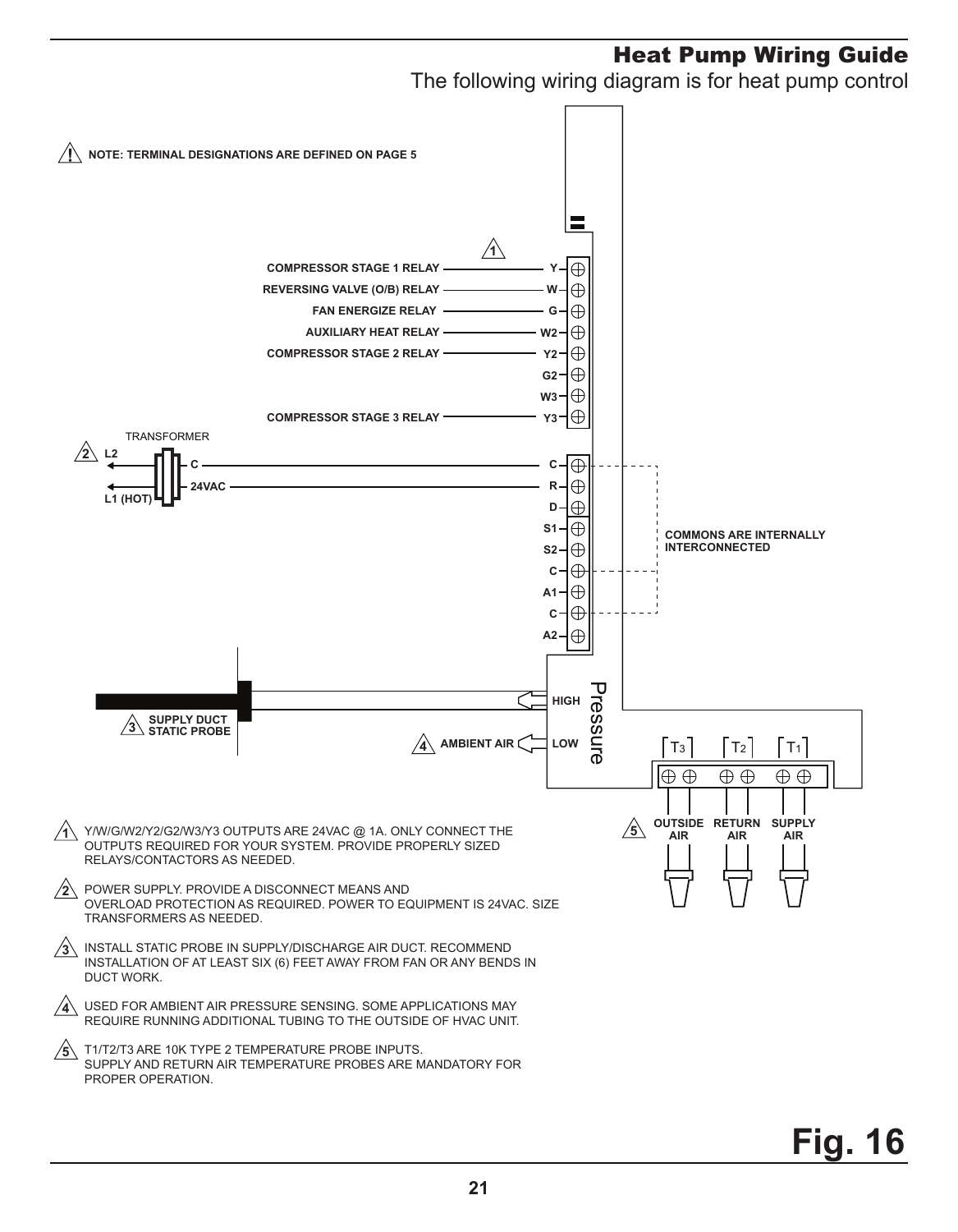## Heat Pump Wiring Guide

The following wiring diagram is for heat pump control

NOTE: TERMINAL DESIGNATIONS ARE DEFINED ON PAGE 5

| Connection | Terminal |
| --- | --- |
| COMPRESSOR STAGE 1 RELAY | Y |
| REVERSING VALVE (O/B) RELAY | W |
| FAN ENERGIZE RELAY | G |
| AUXILIARY HEAT RELAY | W2 |
| COMPRESSOR STAGE 2 RELAY | Y2 |
| | G2 |
| | W3 |
| COMPRESSOR STAGE 3 RELAY | Y3 |
| TRANSFORMER C (L2) | C |
| TRANSFORMER 24VAC (L1 (HOT)) | R |
| | D |
| | S1 |
| | S2 |
| | C |
| | A1 |
| | C |
| | A2 |

COMMONS ARE INTERNALLY INTERCONNECTED

Pressure: HIGH — SUPPLY DUCT STATIC PROBE; LOW — AMBIENT AIR

T3 — OUTSIDE AIR; T2 — RETURN AIR; T1 — SUPPLY AIR

1. Y/W/G/W2/Y2/G2/W3/Y3 OUTPUTS ARE 24VAC @ 1A. ONLY CONNECT THE OUTPUTS REQUIRED FOR YOUR SYSTEM. PROVIDE PROPERLY SIZED RELAYS/CONTACTORS AS NEEDED.
2. POWER SUPPLY. PROVIDE A DISCONNECT MEANS AND OVERLOAD PROTECTION AS REQUIRED. POWER TO EQUIPMENT IS 24VAC. SIZE TRANSFORMERS AS NEEDED.
3. INSTALL STATIC PROBE IN SUPPLY/DISCHARGE AIR DUCT. RECOMMEND INSTALLATION OF AT LEAST SIX (6) FEET AWAY FROM FAN OR ANY BENDS IN DUCT WORK.
4. USED FOR AMBIENT AIR PRESSURE SENSING. SOME APPLICATIONS MAY REQUIRE RUNNING ADDITIONAL TUBING TO THE OUTSIDE OF HVAC UNIT.
5. T1/T2/T3 ARE 10K TYPE 2 TEMPERATURE PROBE INPUTS. SUPPLY AND RETURN AIR TEMPERATURE PROBES ARE MANDATORY FOR PROPER OPERATION.

**Fig. 16**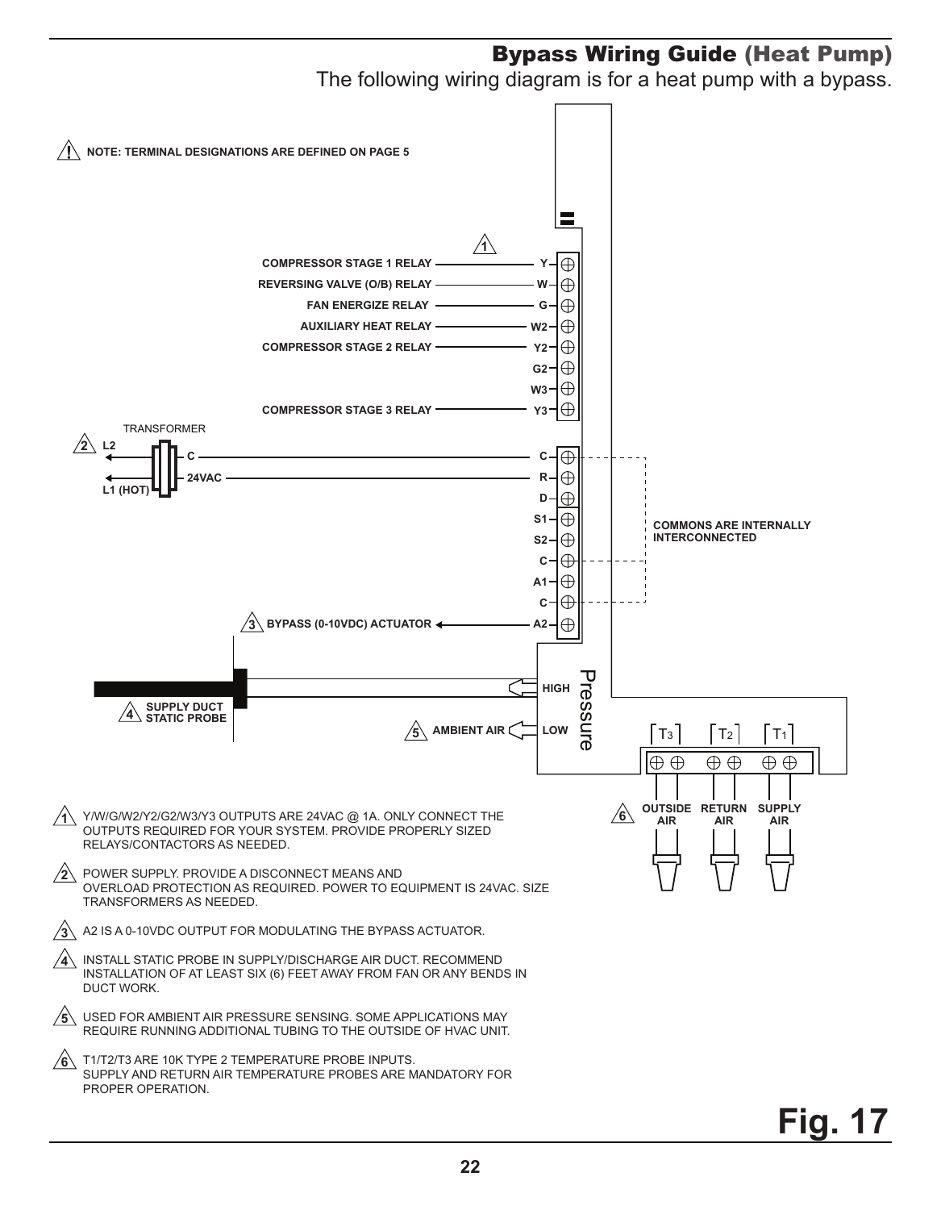## Bypass Wiring Guide (Heat Pump)

The following wiring diagram is for a heat pump with a bypass.

NOTE: TERMINAL DESIGNATIONS ARE DEFINED ON PAGE 5

| Connection | Terminal |
|---|---|
| COMPRESSOR STAGE 1 RELAY | Y |
| REVERSING VALVE (O/B) RELAY | W |
| FAN ENERGIZE RELAY | G |
| AUXILIARY HEAT RELAY | W2 |
| COMPRESSOR STAGE 2 RELAY | Y2 |
| | G2 |
| | W3 |
| COMPRESSOR STAGE 3 RELAY | Y3 |
| TRANSFORMER C (L2) | C |
| TRANSFORMER 24VAC (L1 (HOT)) | R |
| | D |
| | S1 |
| | S2 |
| | C |
| | A1 |
| | C |
| BYPASS (0-10VDC) ACTUATOR | A2 |

COMMONS ARE INTERNALLY INTERCONNECTED

Pressure: HIGH — SUPPLY DUCT STATIC PROBE; LOW — AMBIENT AIR

T3 — OUTSIDE AIR; T2 — RETURN AIR; T1 — SUPPLY AIR

1. Y/W/G/W2/Y2/G2/W3/Y3 OUTPUTS ARE 24VAC @ 1A. ONLY CONNECT THE OUTPUTS REQUIRED FOR YOUR SYSTEM. PROVIDE PROPERLY SIZED RELAYS/CONTACTORS AS NEEDED.
2. POWER SUPPLY. PROVIDE A DISCONNECT MEANS AND OVERLOAD PROTECTION AS REQUIRED. POWER TO EQUIPMENT IS 24VAC. SIZE TRANSFORMERS AS NEEDED.
3. A2 IS A 0-10VDC OUTPUT FOR MODULATING THE BYPASS ACTUATOR.
4. INSTALL STATIC PROBE IN SUPPLY/DISCHARGE AIR DUCT. RECOMMEND INSTALLATION OF AT LEAST SIX (6) FEET AWAY FROM FAN OR ANY BENDS IN DUCT WORK.
5. USED FOR AMBIENT AIR PRESSURE SENSING. SOME APPLICATIONS MAY REQUIRE RUNNING ADDITIONAL TUBING TO THE OUTSIDE OF HVAC UNIT.
6. T1/T2/T3 ARE 10K TYPE 2 TEMPERATURE PROBE INPUTS. SUPPLY AND RETURN AIR TEMPERATURE PROBES ARE MANDATORY FOR PROPER OPERATION.

**Fig. 17**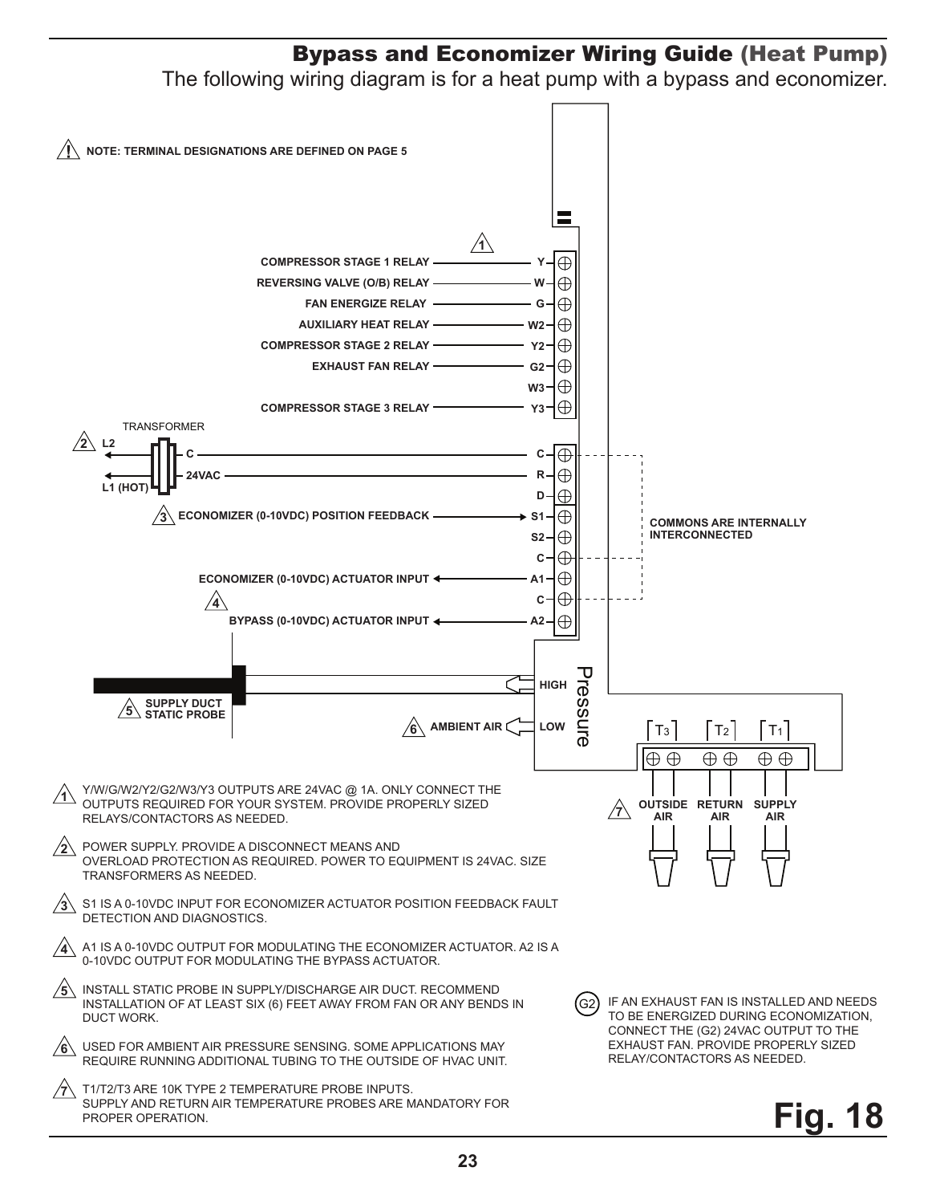## Bypass and Economizer Wiring Guide (Heat Pump)

The following wiring diagram is for a heat pump with a bypass and economizer.

NOTE: TERMINAL DESIGNATIONS ARE DEFINED ON PAGE 5

| Connection | Terminal |
|---|---|
| COMPRESSOR STAGE 1 RELAY | Y |
| REVERSING VALVE (O/B) RELAY | W |
| FAN ENERGIZE RELAY | G |
| AUXILIARY HEAT RELAY | W2 |
| COMPRESSOR STAGE 2 RELAY | Y2 |
| EXHAUST FAN RELAY | G2 |
| | W3 |
| COMPRESSOR STAGE 3 RELAY | Y3 |
| TRANSFORMER C (L2) | C |
| TRANSFORMER 24VAC (L1 (HOT)) | R |
| | D |
| ECONOMIZER (0-10VDC) POSITION FEEDBACK | S1 |
| | S2 |
| | C |
| ECONOMIZER (0-10VDC) ACTUATOR INPUT | A1 |
| | C |
| BYPASS (0-10VDC) ACTUATOR INPUT | A2 |
| SUPPLY DUCT STATIC PROBE | Pressure HIGH |
| AMBIENT AIR | Pressure LOW |
| OUTSIDE AIR | T3 |
| RETURN AIR | T2 |
| SUPPLY AIR | T1 |

COMMONS ARE INTERNALLY INTERCONNECTED

1. Y/W/G/W2/Y2/G2/W3/Y3 OUTPUTS ARE 24VAC @ 1A. ONLY CONNECT THE OUTPUTS REQUIRED FOR YOUR SYSTEM. PROVIDE PROPERLY SIZED RELAYS/CONTACTORS AS NEEDED.
2. POWER SUPPLY. PROVIDE A DISCONNECT MEANS AND OVERLOAD PROTECTION AS REQUIRED. POWER TO EQUIPMENT IS 24VAC. SIZE TRANSFORMERS AS NEEDED.
3. S1 IS A 0-10VDC INPUT FOR ECONOMIZER ACTUATOR POSITION FEEDBACK FAULT DETECTION AND DIAGNOSTICS.
4. A1 IS A 0-10VDC OUTPUT FOR MODULATING THE ECONOMIZER ACTUATOR. A2 IS A 0-10VDC OUTPUT FOR MODULATING THE BYPASS ACTUATOR.
5. INSTALL STATIC PROBE IN SUPPLY/DISCHARGE AIR DUCT. RECOMMEND INSTALLATION OF AT LEAST SIX (6) FEET AWAY FROM FAN OR ANY BENDS IN DUCT WORK.
6. USED FOR AMBIENT AIR PRESSURE SENSING. SOME APPLICATIONS MAY REQUIRE RUNNING ADDITIONAL TUBING TO THE OUTSIDE OF HVAC UNIT.
7. T1/T2/T3 ARE 10K TYPE 2 TEMPERATURE PROBE INPUTS. SUPPLY AND RETURN AIR TEMPERATURE PROBES ARE MANDATORY FOR PROPER OPERATION.

(G2) IF AN EXHAUST FAN IS INSTALLED AND NEEDS TO BE ENERGIZED DURING ECONOMIZATION, CONNECT THE (G2) 24VAC OUTPUT TO THE EXHAUST FAN. PROVIDE PROPERLY SIZED RELAY/CONTACTORS AS NEEDED.

**Fig. 18**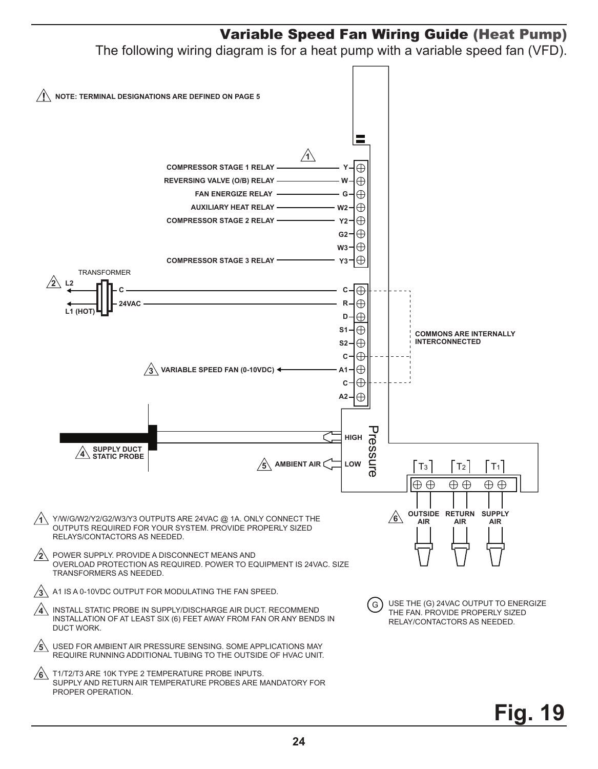## Variable Speed Fan Wiring Guide (Heat Pump)

The following wiring diagram is for a heat pump with a variable speed fan (VFD).

⚠ NOTE: TERMINAL DESIGNATIONS ARE DEFINED ON PAGE 5

| Connection | Terminal |
| --- | --- |
| COMPRESSOR STAGE 1 RELAY | Y |
| REVERSING VALVE (O/B) RELAY | W |
| FAN ENERGIZE RELAY | G |
| AUXILIARY HEAT RELAY | W2 |
| COMPRESSOR STAGE 2 RELAY | Y2 |
| | G2 |
| | W3 |
| COMPRESSOR STAGE 3 RELAY | Y3 |
| TRANSFORMER (L2) C | C |
| TRANSFORMER (L1 (HOT)) 24VAC | R |
| | D |
| | S1 |
| | S2 |
| | C |
| VARIABLE SPEED FAN (0-10VDC) | A1 |
| | C |
| | A2 |

COMMONS ARE INTERNALLY INTERCONNECTED

Pressure: HIGH – SUPPLY DUCT STATIC PROBE; LOW – AMBIENT AIR

$T_3$ – OUTSIDE AIR; $T_2$ – RETURN AIR; $T_1$ – SUPPLY AIR

1. Y/W/G/W2/Y2/G2/W3/Y3 OUTPUTS ARE 24VAC @ 1A. ONLY CONNECT THE OUTPUTS REQUIRED FOR YOUR SYSTEM. PROVIDE PROPERLY SIZED RELAYS/CONTACTORS AS NEEDED.
2. POWER SUPPLY. PROVIDE A DISCONNECT MEANS AND OVERLOAD PROTECTION AS REQUIRED. POWER TO EQUIPMENT IS 24VAC. SIZE TRANSFORMERS AS NEEDED.
3. A1 IS A 0-10VDC OUTPUT FOR MODULATING THE FAN SPEED.
4. INSTALL STATIC PROBE IN SUPPLY/DISCHARGE AIR DUCT. RECOMMEND INSTALLATION OF AT LEAST SIX (6) FEET AWAY FROM FAN OR ANY BENDS IN DUCT WORK.
5. USED FOR AMBIENT AIR PRESSURE SENSING. SOME APPLICATIONS MAY REQUIRE RUNNING ADDITIONAL TUBING TO THE OUTSIDE OF HVAC UNIT.
6. T1/T2/T3 ARE 10K TYPE 2 TEMPERATURE PROBE INPUTS. SUPPLY AND RETURN AIR TEMPERATURE PROBES ARE MANDATORY FOR PROPER OPERATION.

(G) USE THE (G) 24VAC OUTPUT TO ENERGIZE THE FAN. PROVIDE PROPERLY SIZED RELAY/CONTACTORS AS NEEDED.

**Fig. 19**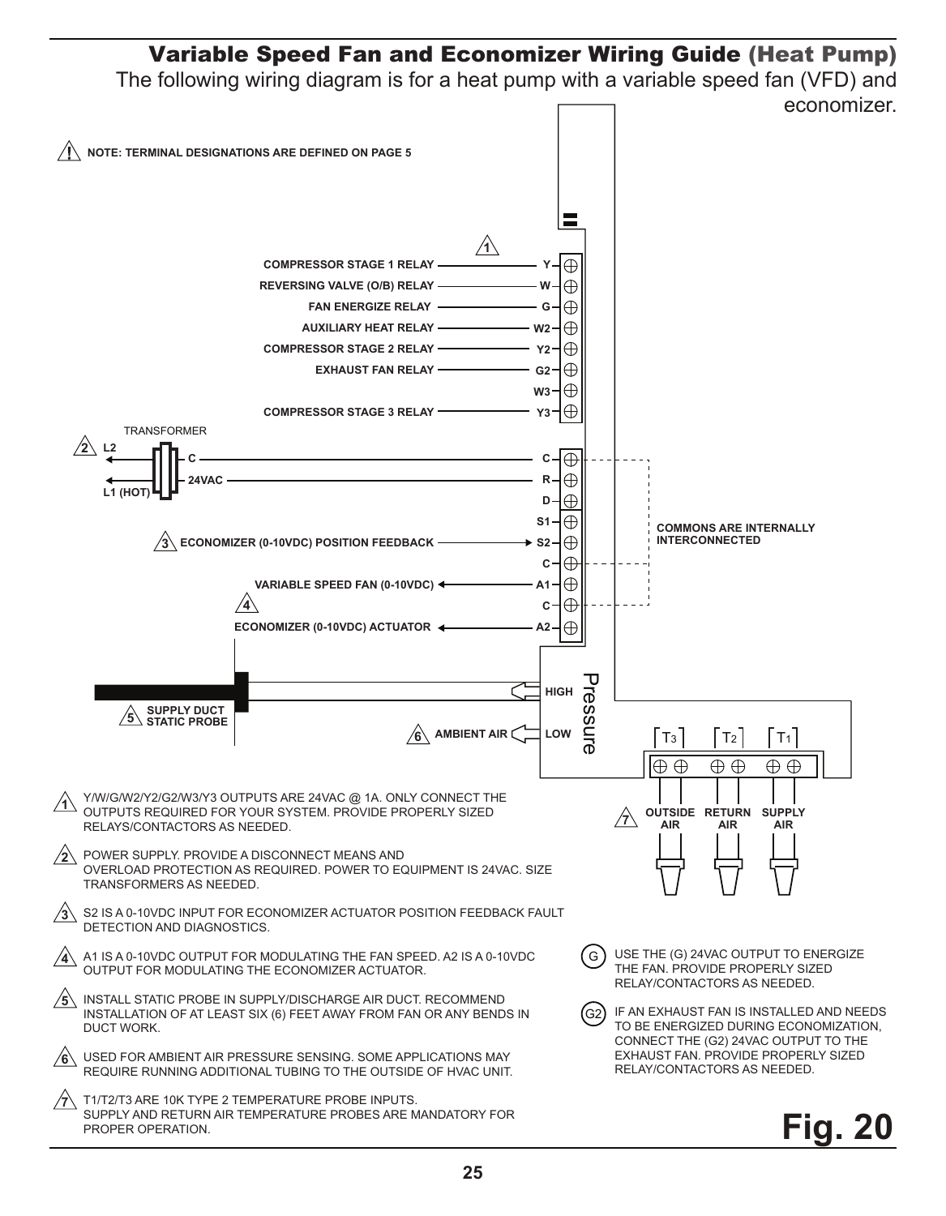## Variable Speed Fan and Economizer Wiring Guide (Heat Pump)

The following wiring diagram is for a heat pump with a variable speed fan (VFD) and economizer.

⚠ **NOTE: TERMINAL DESIGNATIONS ARE DEFINED ON PAGE 5**

| Connection | Terminal |
|---|---|
| COMPRESSOR STAGE 1 RELAY | Y |
| REVERSING VALVE (O/B) RELAY | W |
| FAN ENERGIZE RELAY | G |
| AUXILIARY HEAT RELAY | W2 |
| COMPRESSOR STAGE 2 RELAY | Y2 |
| EXHAUST FAN RELAY | G2 |
| | W3 |
| COMPRESSOR STAGE 3 RELAY | Y3 |
| TRANSFORMER (L2) C | C |
| TRANSFORMER (L1 (HOT)) 24VAC | R |
| | D |
| | S1 |
| ECONOMIZER (0-10VDC) POSITION FEEDBACK | S2 |
| | C |
| VARIABLE SPEED FAN (0-10VDC) | A1 |
| | C |
| ECONOMIZER (0-10VDC) ACTUATOR | A2 |
| SUPPLY DUCT STATIC PROBE | Pressure HIGH |
| AMBIENT AIR | Pressure LOW |
| OUTSIDE AIR | T3 |
| RETURN AIR | T2 |
| SUPPLY AIR | T1 |

COMMONS ARE INTERNALLY INTERCONNECTED

1. Y/W/G/W2/Y2/G2/W3/Y3 OUTPUTS ARE 24VAC @ 1A. ONLY CONNECT THE OUTPUTS REQUIRED FOR YOUR SYSTEM. PROVIDE PROPERLY SIZED RELAYS/CONTACTORS AS NEEDED.
2. POWER SUPPLY. PROVIDE A DISCONNECT MEANS AND OVERLOAD PROTECTION AS REQUIRED. POWER TO EQUIPMENT IS 24VAC. SIZE TRANSFORMERS AS NEEDED.
3. S2 IS A 0-10VDC INPUT FOR ECONOMIZER ACTUATOR POSITION FEEDBACK FAULT DETECTION AND DIAGNOSTICS.
4. A1 IS A 0-10VDC OUTPUT FOR MODULATING THE FAN SPEED. A2 IS A 0-10VDC OUTPUT FOR MODULATING THE ECONOMIZER ACTUATOR.
5. INSTALL STATIC PROBE IN SUPPLY/DISCHARGE AIR DUCT. RECOMMEND INSTALLATION OF AT LEAST SIX (6) FEET AWAY FROM FAN OR ANY BENDS IN DUCT WORK.
6. USED FOR AMBIENT AIR PRESSURE SENSING. SOME APPLICATIONS MAY REQUIRE RUNNING ADDITIONAL TUBING TO THE OUTSIDE OF HVAC UNIT.
7. T1/T2/T3 ARE 10K TYPE 2 TEMPERATURE PROBE INPUTS. SUPPLY AND RETURN AIR TEMPERATURE PROBES ARE MANDATORY FOR PROPER OPERATION.

(G) USE THE (G) 24VAC OUTPUT TO ENERGIZE THE FAN. PROVIDE PROPERLY SIZED RELAY/CONTACTORS AS NEEDED.

(G2) IF AN EXHAUST FAN IS INSTALLED AND NEEDS TO BE ENERGIZED DURING ECONOMIZATION, CONNECT THE (G2) 24VAC OUTPUT TO THE EXHAUST FAN. PROVIDE PROPERLY SIZED RELAY/CONTACTORS AS NEEDED.

**Fig. 20**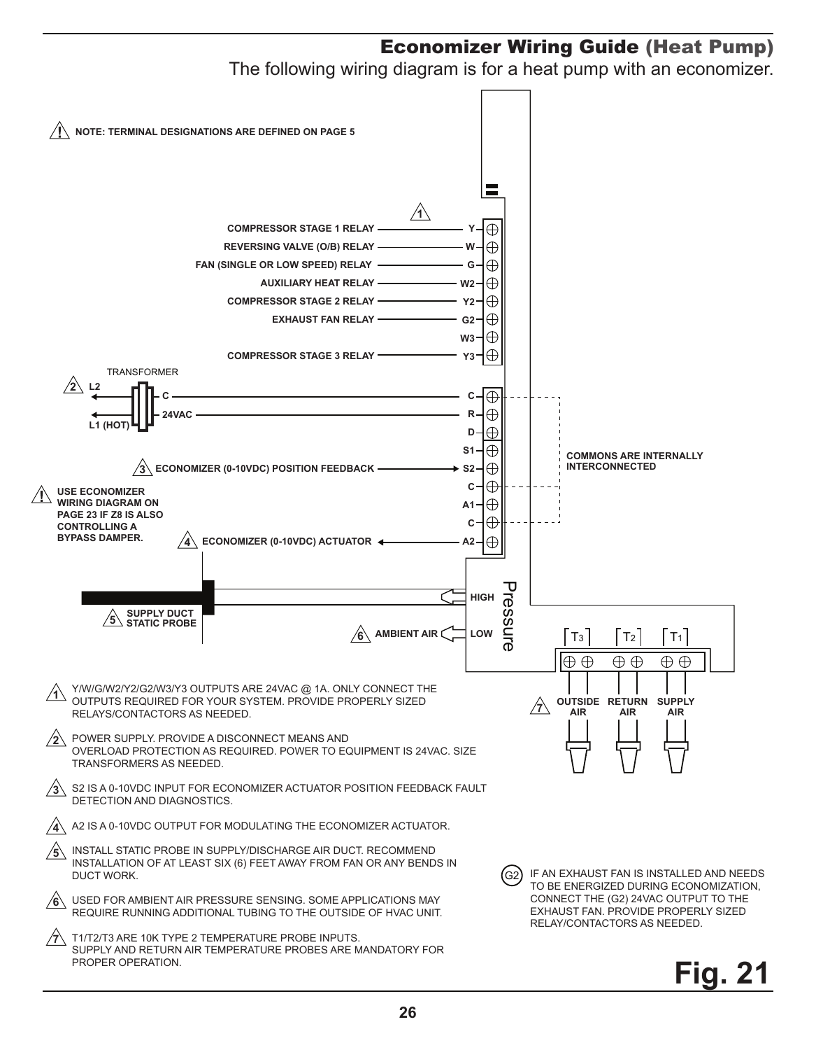## Economizer Wiring Guide (Heat Pump)

The following wiring diagram is for a heat pump with an economizer.

NOTE: TERMINAL DESIGNATIONS ARE DEFINED ON PAGE 5

| Connection | Terminal |
|---|---|
| COMPRESSOR STAGE 1 RELAY | Y |
| REVERSING VALVE (O/B) RELAY | W |
| FAN (SINGLE OR LOW SPEED) RELAY | G |
| AUXILIARY HEAT RELAY | W2 |
| COMPRESSOR STAGE 2 RELAY | Y2 |
| EXHAUST FAN RELAY | G2 |
| | W3 |
| COMPRESSOR STAGE 3 RELAY | Y3 |
| TRANSFORMER (L2) C | C |
| TRANSFORMER (L1 (HOT)) 24VAC | R |
| | D |
| | S1 |
| ECONOMIZER (0-10VDC) POSITION FEEDBACK | S2 |
| | C |
| | A1 |
| | C |
| ECONOMIZER (0-10VDC) ACTUATOR | A2 |
| SUPPLY DUCT STATIC PROBE | Pressure HIGH |
| AMBIENT AIR | Pressure LOW |
| OUTSIDE AIR | T3 |
| RETURN AIR | T2 |
| SUPPLY AIR | T1 |

COMMONS ARE INTERNALLY INTERCONNECTED

USE ECONOMIZER WIRING DIAGRAM ON PAGE 23 IF Z8 IS ALSO CONTROLLING A BYPASS DAMPER.

1. Y/W/G/W2/Y2/G2/W3/Y3 OUTPUTS ARE 24VAC @ 1A. ONLY CONNECT THE OUTPUTS REQUIRED FOR YOUR SYSTEM. PROVIDE PROPERLY SIZED RELAYS/CONTACTORS AS NEEDED.
2. POWER SUPPLY. PROVIDE A DISCONNECT MEANS AND OVERLOAD PROTECTION AS REQUIRED. POWER TO EQUIPMENT IS 24VAC. SIZE TRANSFORMERS AS NEEDED.
3. S2 IS A 0-10VDC INPUT FOR ECONOMIZER ACTUATOR POSITION FEEDBACK FAULT DETECTION AND DIAGNOSTICS.
4. A2 IS A 0-10VDC OUTPUT FOR MODULATING THE ECONOMIZER ACTUATOR.
5. INSTALL STATIC PROBE IN SUPPLY/DISCHARGE AIR DUCT. RECOMMEND INSTALLATION OF AT LEAST SIX (6) FEET AWAY FROM FAN OR ANY BENDS IN DUCT WORK.
6. USED FOR AMBIENT AIR PRESSURE SENSING. SOME APPLICATIONS MAY REQUIRE RUNNING ADDITIONAL TUBING TO THE OUTSIDE OF HVAC UNIT.
7. T1/T2/T3 ARE 10K TYPE 2 TEMPERATURE PROBE INPUTS. SUPPLY AND RETURN AIR TEMPERATURE PROBES ARE MANDATORY FOR PROPER OPERATION.

(G2) IF AN EXHAUST FAN IS INSTALLED AND NEEDS TO BE ENERGIZED DURING ECONOMIZATION, CONNECT THE (G2) 24VAC OUTPUT TO THE EXHAUST FAN. PROVIDE PROPERLY SIZED RELAY/CONTACTORS AS NEEDED.

**Fig. 21**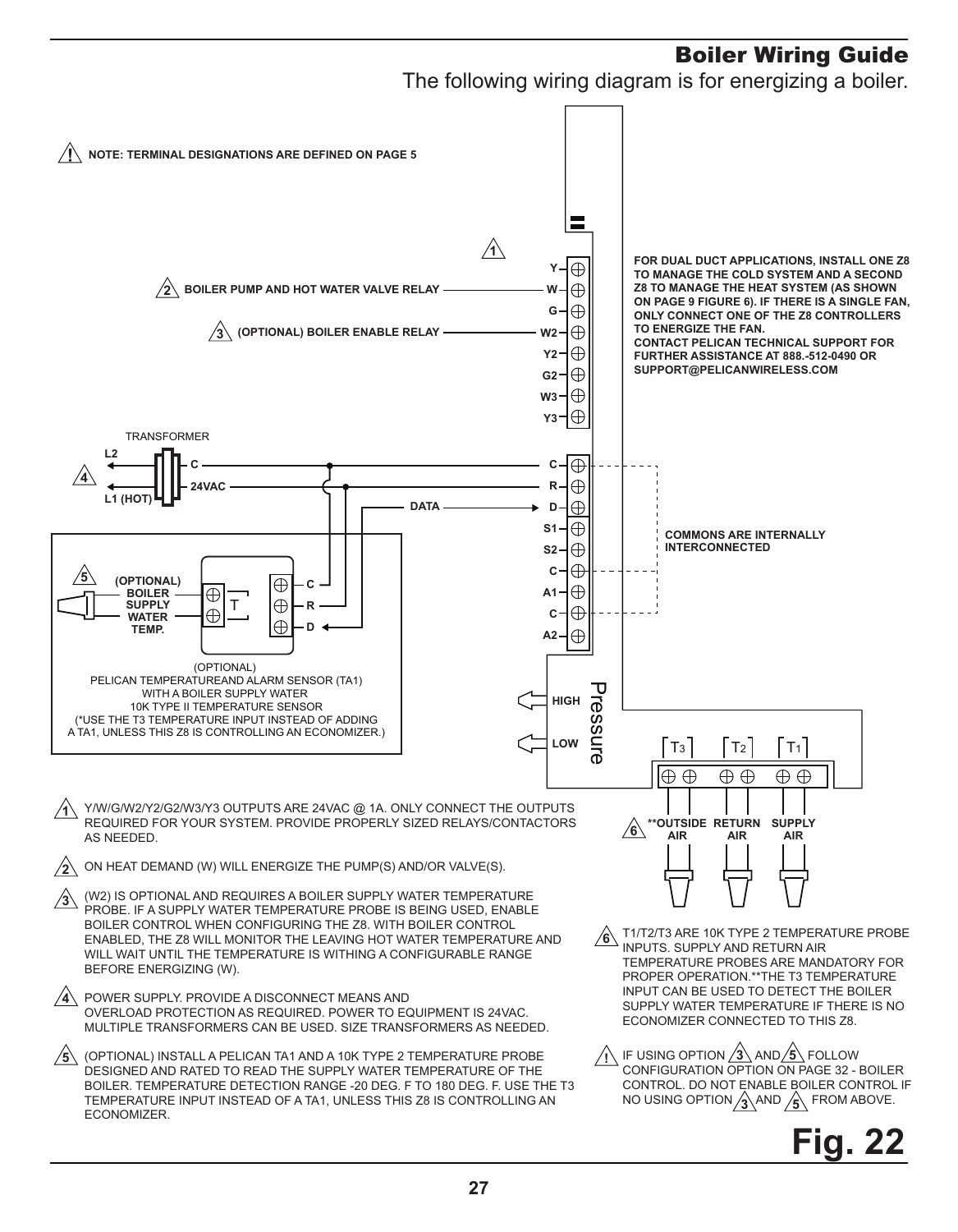## Boiler Wiring Guide

The following wiring diagram is for energizing a boiler.

⚠ NOTE: TERMINAL DESIGNATIONS ARE DEFINED ON PAGE 5

1 — Y, W, G, W2, Y2, G2, W3, Y3

2 — BOILER PUMP AND HOT WATER VALVE RELAY — W

3 — (OPTIONAL) BOILER ENABLE RELAY — W2

FOR DUAL DUCT APPLICATIONS, INSTALL ONE Z8 TO MANAGE THE COLD SYSTEM AND A SECOND Z8 TO MANAGE THE HEAT SYSTEM (AS SHOWN ON PAGE 9 FIGURE 6). IF THERE IS A SINGLE FAN, ONLY CONNECT ONE OF THE Z8 CONTROLLERS TO ENERGIZE THE FAN.
CONTACT PELICAN TECHNICAL SUPPORT FOR FURTHER ASSISTANCE AT 888.-512-0490 OR SUPPORT@PELICANWIRELESS.COM

TRANSFORMER — L2, L1 (HOT), C, 24VAC (4)

C, R, D (DATA), S1, S2, C, A1, C, A2

COMMONS ARE INTERNALLY INTERCONNECTED

5 (OPTIONAL) BOILER SUPPLY WATER TEMP. — T — C, R, D

(OPTIONAL)
PELICAN TEMPERATUREAND ALARM SENSOR (TA1)
WITH A BOILER SUPPLY WATER
10K TYPE II TEMPERATURE SENSOR
(*USE THE T3 TEMPERATURE INPUT INSTEAD OF ADDING A TA1, UNLESS THIS Z8 IS CONTROLLING AN ECONOMIZER.)

Pressure — HIGH, LOW

$T_3$ $T_2$ $T_1$

6 — **OUTSIDE AIR, RETURN AIR, SUPPLY AIR

1. Y/W/G/W2/Y2/G2/W3/Y3 OUTPUTS ARE 24VAC @ 1A. ONLY CONNECT THE OUTPUTS REQUIRED FOR YOUR SYSTEM. PROVIDE PROPERLY SIZED RELAYS/CONTACTORS AS NEEDED.

2. ON HEAT DEMAND (W) WILL ENERGIZE THE PUMP(S) AND/OR VALVE(S).

3. (W2) IS OPTIONAL AND REQUIRES A BOILER SUPPLY WATER TEMPERATURE PROBE. IF A SUPPLY WATER TEMPERATURE PROBE IS BEING USED, ENABLE BOILER CONTROL WHEN CONFIGURING THE Z8. WITH BOILER CONTROL ENABLED, THE Z8 WILL MONITOR THE LEAVING HOT WATER TEMPERATURE AND WILL WAIT UNTIL THE TEMPERATURE IS WITHING A CONFIGURABLE RANGE BEFORE ENERGIZING (W).

4. POWER SUPPLY. PROVIDE A DISCONNECT MEANS AND OVERLOAD PROTECTION AS REQUIRED. POWER TO EQUIPMENT IS 24VAC. MULTIPLE TRANSFORMERS CAN BE USED. SIZE TRANSFORMERS AS NEEDED.

5. (OPTIONAL) INSTALL A PELICAN TA1 AND A 10K TYPE 2 TEMPERATURE PROBE DESIGNED AND RATED TO READ THE SUPPLY WATER TEMPERATURE OF THE BOILER. TEMPERATURE DETECTION RANGE -20 DEG. F TO 180 DEG. F. USE THE T3 TEMPERATURE INPUT INSTEAD OF A TA1, UNLESS THIS Z8 IS CONTROLLING AN ECONOMIZER.

6. T1/T2/T3 ARE 10K TYPE 2 TEMPERATURE PROBE INPUTS. SUPPLY AND RETURN AIR TEMPERATURE PROBES ARE MANDATORY FOR PROPER OPERATION.**THE T3 TEMPERATURE INPUT CAN BE USED TO DETECT THE BOILER SUPPLY WATER TEMPERATURE IF THERE IS NO ECONOMIZER CONNECTED TO THIS Z8.

⚠ IF USING OPTION 3 AND 5 FOLLOW CONFIGURATION OPTION ON PAGE 32 - BOILER CONTROL. DO NOT ENABLE BOILER CONTROL IF NO USING OPTION 3 AND 5 FROM ABOVE.

**Fig. 22**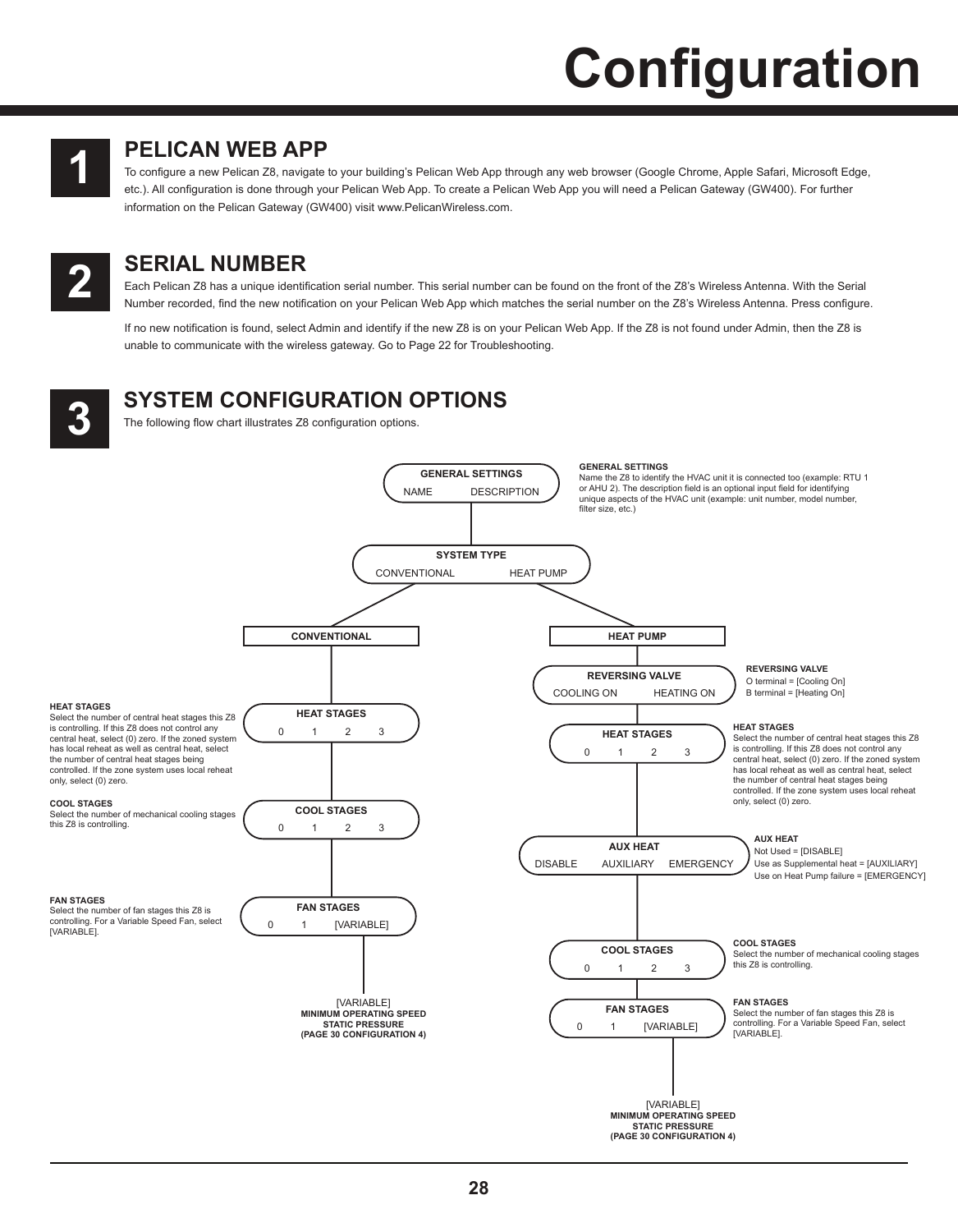# Configuration

## 1 PELICAN WEB APP

To configure a new Pelican Z8, navigate to your building's Pelican Web App through any web browser (Google Chrome, Apple Safari, Microsoft Edge, etc.). All configuration is done through your Pelican Web App. To create a Pelican Web App you will need a Pelican Gateway (GW400). For further information on the Pelican Gateway (GW400) visit www.PelicanWireless.com.

## 2 SERIAL NUMBER

Each Pelican Z8 has a unique identification serial number. This serial number can be found on the front of the Z8's Wireless Antenna. With the Serial Number recorded, find the new notification on your Pelican Web App which matches the serial number on the Z8's Wireless Antenna. Press configure.

If no new notification is found, select Admin and identify if the new Z8 is on your Pelican Web App. If the Z8 is not found under Admin, then the Z8 is unable to communicate with the wireless gateway. Go to Page 22 for Troubleshooting.

## 3 SYSTEM CONFIGURATION OPTIONS

The following flow chart illustrates Z8 configuration options.

**GENERAL SETTINGS**
NAME　DESCRIPTION

**GENERAL SETTINGS**
Name the Z8 to identify the HVAC unit it is connected too (example: RTU 1 or AHU 2). The description field is an optional input field for identifying unique aspects of the HVAC unit (example: unit number, model number, filter size, etc.)

**SYSTEM TYPE**
CONVENTIONAL　HEAT PUMP

### CONVENTIONAL

**HEAT STAGES**
0　1　2　3

**HEAT STAGES**
Select the number of central heat stages this Z8 is controlling. If this Z8 does not control any central heat, select (0) zero. If the zoned system has local reheat as well as central heat, select the number of central heat stages being controlled. If the zone system uses local reheat only, select (0) zero.

**COOL STAGES**
0　1　2　3

**COOL STAGES**
Select the number of mechanical cooling stages this Z8 is controlling.

**FAN STAGES**
0　1　[VARIABLE]

**FAN STAGES**
Select the number of fan stages this Z8 is controlling. For a Variable Speed Fan, select [VARIABLE].

[VARIABLE]
**MINIMUM OPERATING SPEED**
**STATIC PRESSURE**
**(PAGE 30 CONFIGURATION 4)**

### HEAT PUMP

**REVERSING VALVE**
COOLING ON　HEATING ON

**REVERSING VALVE**
O terminal = [Cooling On]
B terminal = [Heating On]

**HEAT STAGES**
0　1　2　3

**HEAT STAGES**
Select the number of central heat stages this Z8 is controlling. If this Z8 does not control any central heat, select (0) zero. If the zoned system has local reheat as well as central heat, select the number of central heat stages being controlled. If the zone system uses local reheat only, select (0) zero.

**AUX HEAT**
DISABLE　AUXILIARY　EMERGENCY

**AUX HEAT**
Not Used = [DISABLE]
Use as Supplemental heat = [AUXILIARY]
Use on Heat Pump failure = [EMERGENCY]

**COOL STAGES**
0　1　2　3

**COOL STAGES**
Select the number of mechanical cooling stages this Z8 is controlling.

**FAN STAGES**
0　1　[VARIABLE]

**FAN STAGES**
Select the number of fan stages this Z8 is controlling. For a Variable Speed Fan, select [VARIABLE].

[VARIABLE]
**MINIMUM OPERATING SPEED**
**STATIC PRESSURE**
**(PAGE 30 CONFIGURATION 4)**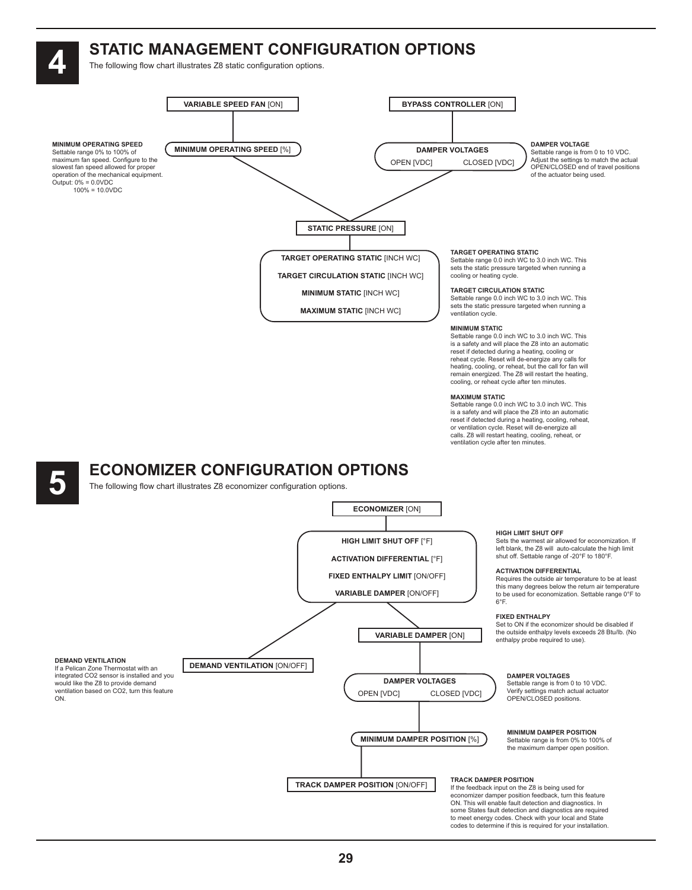# 4 STATIC MANAGEMENT CONFIGURATION OPTIONS

The following flow chart illustrates Z8 static configuration options.

**VARIABLE SPEED FAN** [ON]

**MINIMUM OPERATING SPEED** [%]

**BYPASS CONTROLLER** [ON]

**DAMPER VOLTAGES**
OPEN [VDC] CLOSED [VDC]

**STATIC PRESSURE** [ON]

**TARGET OPERATING STATIC** [INCH WC]
**TARGET CIRCULATION STATIC** [INCH WC]
**MINIMUM STATIC** [INCH WC]
**MAXIMUM STATIC** [INCH WC]

**MINIMUM OPERATING SPEED**
Settable range 0% to 100% of maximum fan speed. Configure to the slowest fan speed allowed for proper operation of the mechanical equipment.
Output: 0% = 0.0VDC
100% = 10.0VDC

**DAMPER VOLTAGE**
Settable range is from 0 to 10 VDC. Adjust the settings to match the actual OPEN/CLOSED end of travel positions of the actuator being used.

**TARGET OPERATING STATIC**
Settable range 0.0 inch WC to 3.0 inch WC. This sets the static pressure targeted when running a cooling or heating cycle.

**TARGET CIRCULATION STATIC**
Settable range 0.0 inch WC to 3.0 inch WC. This sets the static pressure targeted when running a ventilation cycle.

**MINIMUM STATIC**
Settable range 0.0 inch WC to 3.0 inch WC. This is a safety and will place the Z8 into an automatic reset if detected during a heating, cooling or reheat cycle. Reset will de-energize any calls for heating, cooling, or reheat, but the call for fan will remain energized. The Z8 will restart the heating, cooling, or reheat cycle after ten minutes.

**MAXIMUM STATIC**
Settable range 0.0 inch WC to 3.0 inch WC. This is a safety and will place the Z8 into an automatic reset if detected during a heating, cooling, reheat, or ventilation cycle. Reset will de-energize all calls. Z8 will restart heating, cooling, reheat, or ventilation cycle after ten minutes.

# 5 ECONOMIZER CONFIGURATION OPTIONS

The following flow chart illustrates Z8 economizer configuration options.

**ECONOMIZER** [ON]

**HIGH LIMIT SHUT OFF** [°F]
**ACTIVATION DIFFERENTIAL** [°F]
**FIXED ENTHALPY LIMIT** [ON/OFF]
**VARIABLE DAMPER** [ON/OFF]

**DEMAND VENTILATION** [ON/OFF]

**VARIABLE DAMPER** [ON]

**DAMPER VOLTAGES**
OPEN [VDC] CLOSED [VDC]

**MINIMUM DAMPER POSITION** [%]

**TRACK DAMPER POSITION** [ON/OFF]

**HIGH LIMIT SHUT OFF**
Sets the warmest air allowed for economization. If left blank, the Z8 will auto-calculate the high limit shut off. Settable range of -20°F to 180°F.

**ACTIVATION DIFFERENTIAL**
Requires the outside air temperature to be at least this many degrees below the return air temperature to be used for economization. Settable range 0°F to 6°F.

**FIXED ENTHALPY**
Set to ON if the economizer should be disabled if the outside enthalpy levels exceeds 28 Btu/lb. (No enthalpy probe required to use).

**DEMAND VENTILATION**
If a Pelican Zone Thermostat with an integrated $CO_2$ sensor is installed and you would like the Z8 to provide demand ventilation based on $CO_2$, turn this feature ON.

**DAMPER VOLTAGES**
Settable range is from 0 to 10 VDC. Verify settings match actual actuator OPEN/CLOSED positions.

**MINIMUM DAMPER POSITION**
Settable range is from 0% to 100% of the maximum damper open position.

**TRACK DAMPER POSITION**
If the feedback input on the Z8 is being used for economizer damper position feedback, turn this feature ON. This will enable fault detection and diagnostics. In some States fault detection and diagnostics are required to meet energy codes. Check with your local and State codes to determine if this is required for your installation.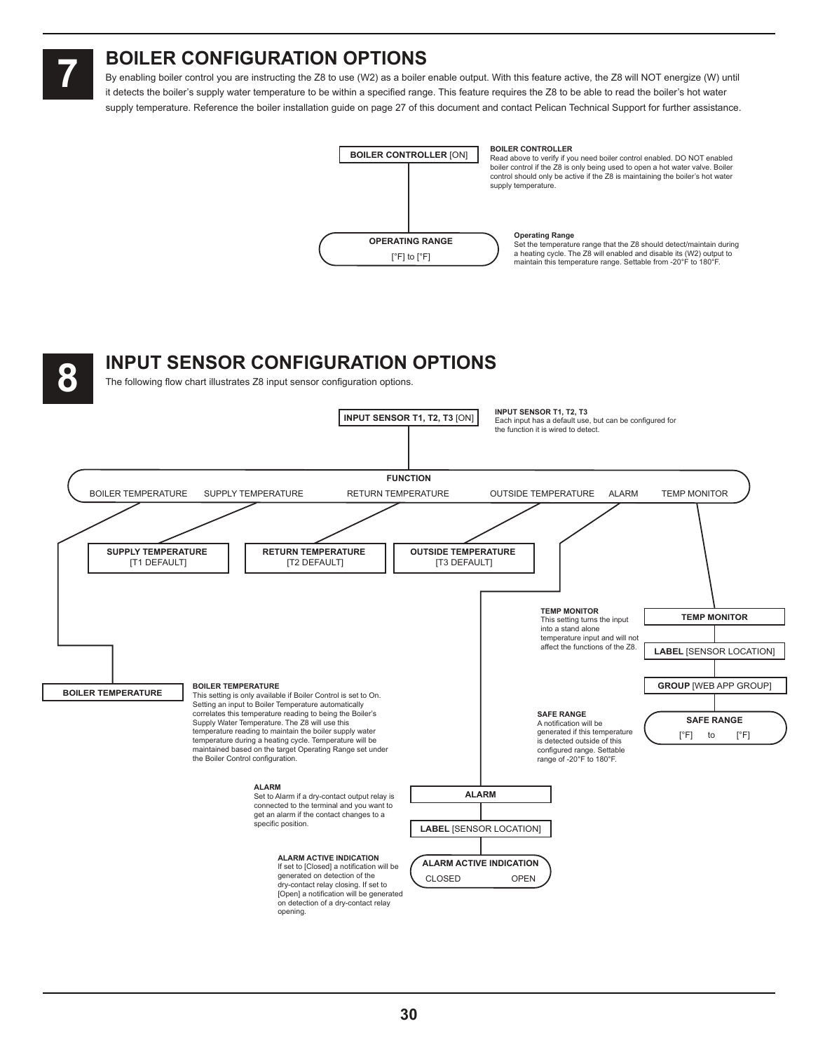# 7 BOILER CONFIGURATION OPTIONS

By enabling boiler control you are instructing the Z8 to use (W2) as a boiler enable output. With this feature active, the Z8 will NOT energize (W) until it detects the boiler's supply water temperature to be within a specified range. This feature requires the Z8 to be able to read the boiler's hot water supply temperature. Reference the boiler installation guide on page 27 of this document and contact Pelican Technical Support for further assistance.

**BOILER CONTROLLER** [ON]

**BOILER CONTROLLER**
Read above to verify if you need boiler control enabled. DO NOT enabled boiler control if the Z8 is only being used to open a hot water valve. Boiler control should only be active if the Z8 is maintaining the boiler's hot water supply temperature.

**OPERATING RANGE**
[°F] to [°F]

**Operating Range**
Set the temperature range that the Z8 should detect/maintain during a heating cycle. The Z8 will enabled and disable its (W2) output to maintain this temperature range. Settable from -20°F to 180°F.

# 8 INPUT SENSOR CONFIGURATION OPTIONS

The following flow chart illustrates Z8 input sensor configuration options.

**INPUT SENSOR T1, T2, T3** [ON]

**INPUT SENSOR T1, T2, T3**
Each input has a default use, but can be configured for the function it is wired to detect.

**FUNCTION**
BOILER TEMPERATURE | SUPPLY TEMPERATURE | RETURN TEMPERATURE | OUTSIDE TEMPERATURE | ALARM | TEMP MONITOR

**SUPPLY TEMPERATURE** [T1 DEFAULT]

**RETURN TEMPERATURE** [T2 DEFAULT]

**OUTSIDE TEMPERATURE** [T3 DEFAULT]

**BOILER TEMPERATURE**

**BOILER TEMPERATURE**
This setting is only available if Boiler Control is set to On. Setting an input to Boiler Temperature automatically correlates this temperature reading to being the Boiler's Supply Water Temperature. The Z8 will use this temperature reading to maintain the boiler supply water temperature during a heating cycle. Temperature will be maintained based on the target Operating Range set under the Boiler Control configuration.

**TEMP MONITOR**
- **LABEL** [SENSOR LOCATION]
- **GROUP** [WEB APP GROUP]
- **SAFE RANGE** [°F] to [°F]

**TEMP MONITOR**
This setting turns the input into a stand alone temperature input and will not affect the functions of the Z8.

**SAFE RANGE**
A notification will be generated if this temperature is detected outside of this configured range. Settable range of -20°F to 180°F.

**ALARM**
- **LABEL** [SENSOR LOCATION]
- **ALARM ACTIVE INDICATION** CLOSED | OPEN

**ALARM**
Set to Alarm if a dry-contact output relay is connected to the terminal and you want to get an alarm if the contact changes to a specific position.

**ALARM ACTIVE INDICATION**
If set to [Closed] a notification will be generated on detection of the dry-contact relay closing. If set to [Open] a notification will be generated on detection of a dry-contact relay opening.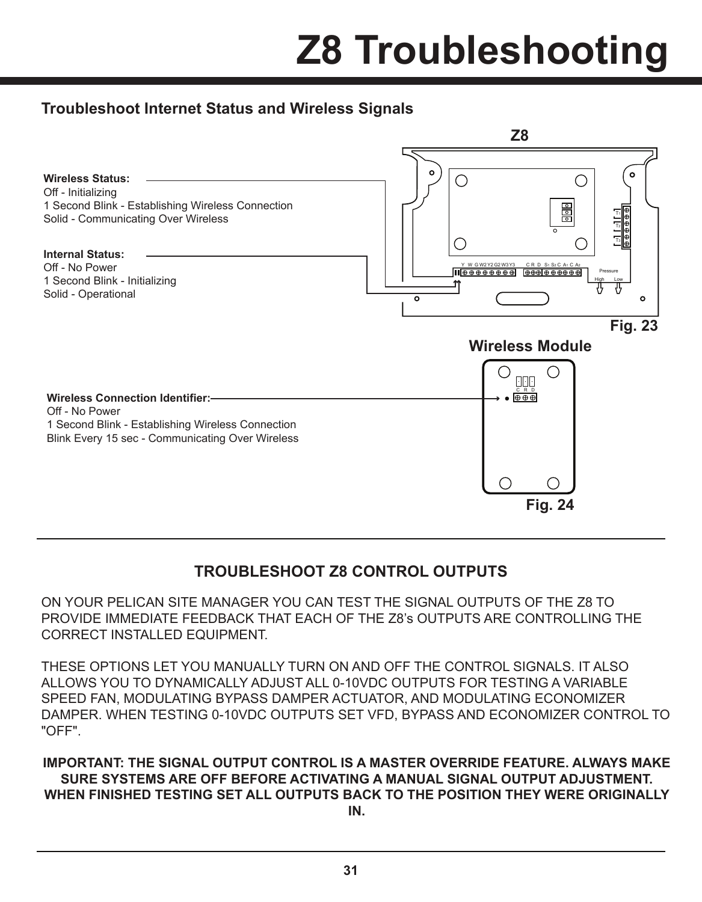# Z8 Troubleshooting

## Troubleshoot Internet Status and Wireless Signals

Z8

**Wireless Status:**
Off - Initializing
1 Second Blink - Establishing Wireless Connection
Solid - Communicating Over Wireless

**Internal Status:**
Off - No Power
1 Second Blink - Initializing
Solid - Operational

Fig. 23

Wireless Module

**Wireless Connection Identifier:**
Off - No Power
1 Second Blink - Establishing Wireless Connection
Blink Every 15 sec - Communicating Over Wireless

Fig. 24

## TROUBLESHOOT Z8 CONTROL OUTPUTS

ON YOUR PELICAN SITE MANAGER YOU CAN TEST THE SIGNAL OUTPUTS OF THE Z8 TO PROVIDE IMMEDIATE FEEDBACK THAT EACH OF THE Z8's OUTPUTS ARE CONTROLLING THE CORRECT INSTALLED EQUIPMENT.

THESE OPTIONS LET YOU MANUALLY TURN ON AND OFF THE CONTROL SIGNALS. IT ALSO ALLOWS YOU TO DYNAMICALLY ADJUST ALL 0-10VDC OUTPUTS FOR TESTING A VARIABLE SPEED FAN, MODULATING BYPASS DAMPER ACTUATOR, AND MODULATING ECONOMIZER DAMPER. WHEN TESTING 0-10VDC OUTPUTS SET VFD, BYPASS AND ECONOMIZER CONTROL TO "OFF".

**IMPORTANT: THE SIGNAL OUTPUT CONTROL IS A MASTER OVERRIDE FEATURE. ALWAYS MAKE SURE SYSTEMS ARE OFF BEFORE ACTIVATING A MANUAL SIGNAL OUTPUT ADJUSTMENT. WHEN FINISHED TESTING SET ALL OUTPUTS BACK TO THE POSITION THEY WERE ORIGINALLY IN.**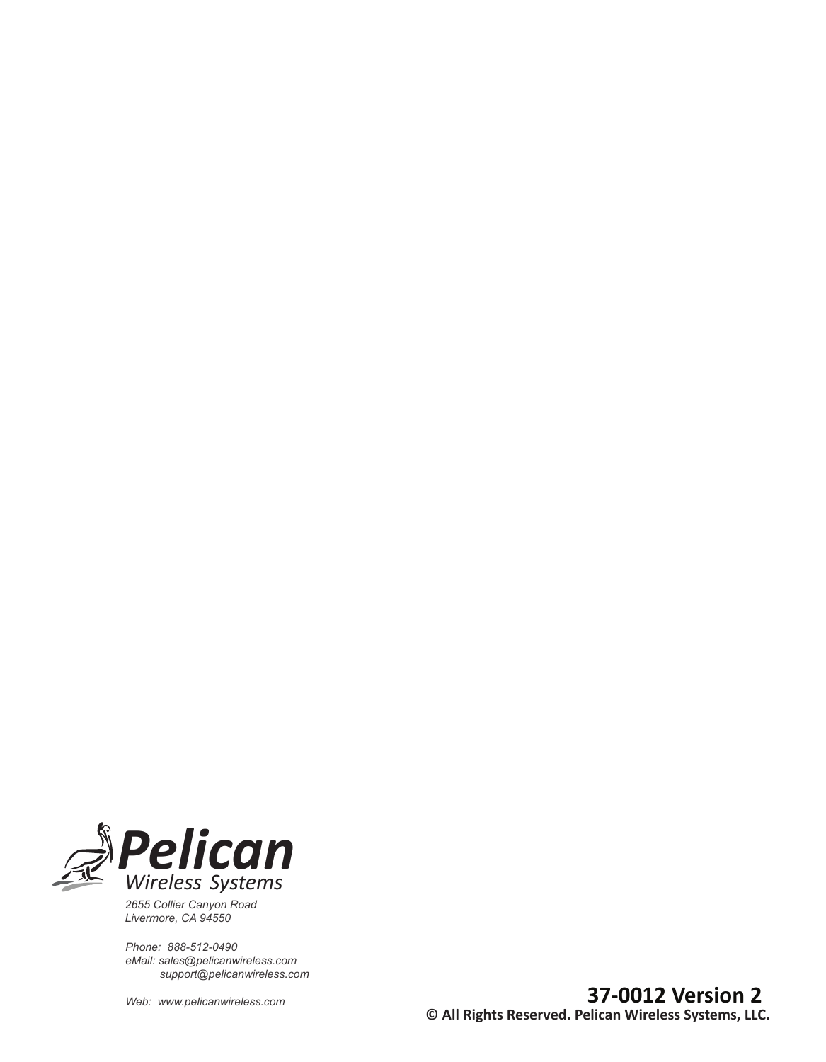**Pelican**
*Wireless Systems*

*2655 Collier Canyon Road*
*Livermore, CA 94550*

*Phone: 888-512-0490*
*eMail: sales@pelicanwireless.com*
*support@pelicanwireless.com*

*Web: www.pelicanwireless.com*

**37-0012 Version 2**

**© All Rights Reserved. Pelican Wireless Systems, LLC.**